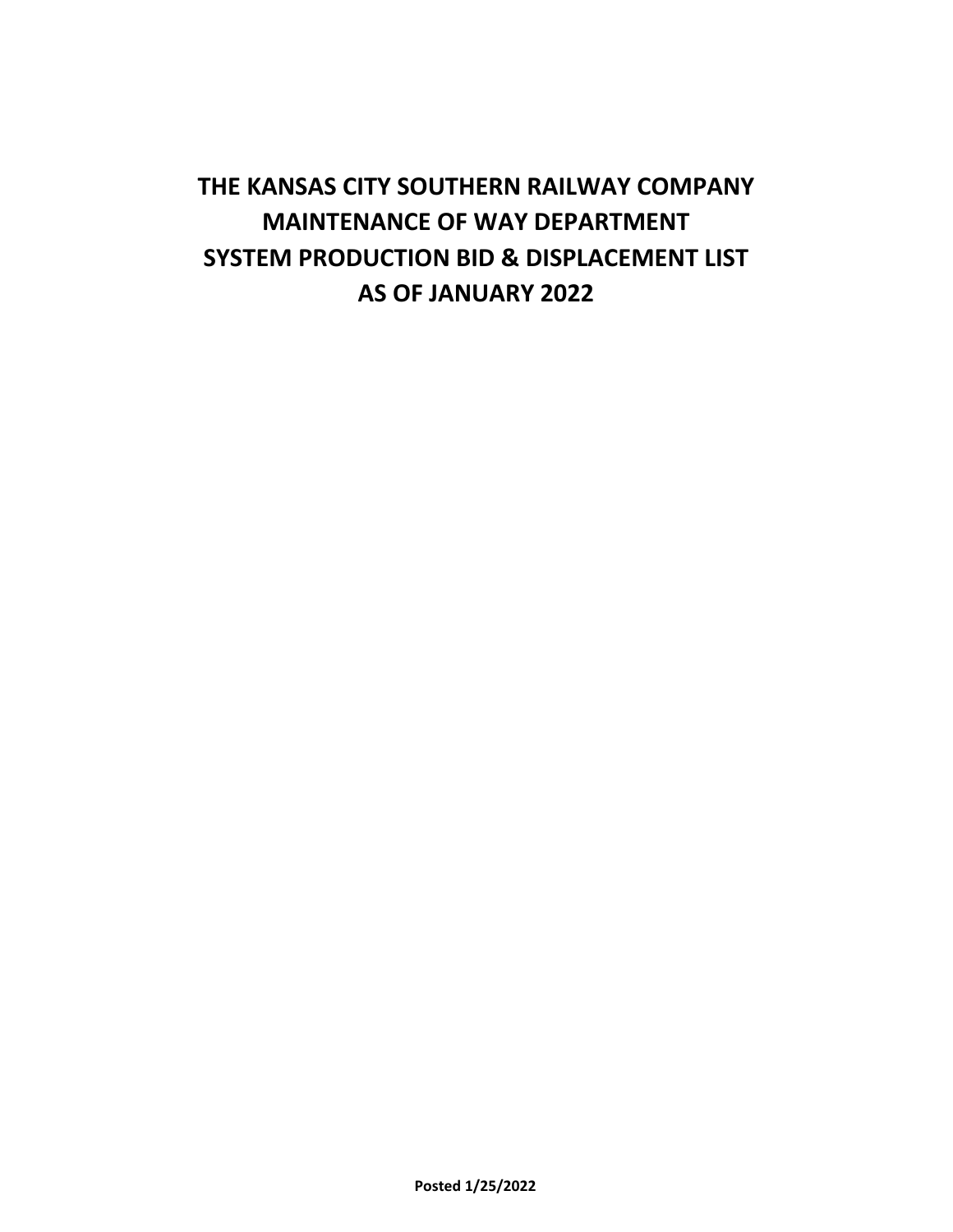# THE KANSAS CITY SOUTHERN RAILWAY COMPANY
# MAINTENANCE OF WAY DEPARTMENT
# SYSTEM PRODUCTION BID & DISPLACEMENT LIST
# AS OF JANUARY 2022

**Posted 1/25/2022**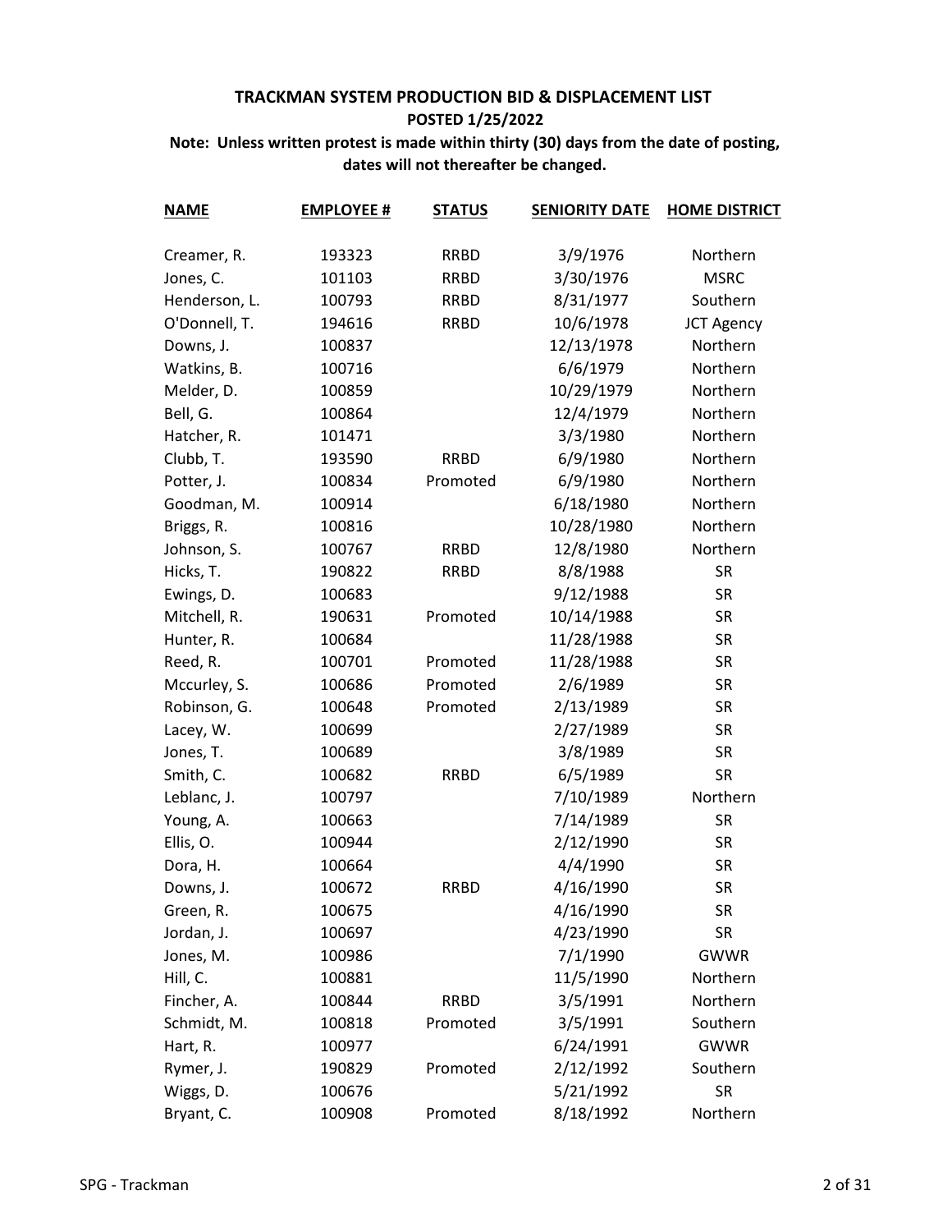**TRACKMAN SYSTEM PRODUCTION BID & DISPLACEMENT LIST**

**POSTED 1/25/2022**

**Note: Unless written protest is made within thirty (30) days from the date of posting, dates will not thereafter be changed.**

| NAME | EMPLOYEE # | STATUS | SENIORITY DATE | HOME DISTRICT |
|---|---|---|---|---|
| Creamer, R. | 193323 | RRBD | 3/9/1976 | Northern |
| Jones, C. | 101103 | RRBD | 3/30/1976 | MSRC |
| Henderson, L. | 100793 | RRBD | 8/31/1977 | Southern |
| O'Donnell, T. | 194616 | RRBD | 10/6/1978 | JCT Agency |
| Downs, J. | 100837 | | 12/13/1978 | Northern |
| Watkins, B. | 100716 | | 6/6/1979 | Northern |
| Melder, D. | 100859 | | 10/29/1979 | Northern |
| Bell, G. | 100864 | | 12/4/1979 | Northern |
| Hatcher, R. | 101471 | | 3/3/1980 | Northern |
| Clubb, T. | 193590 | RRBD | 6/9/1980 | Northern |
| Potter, J. | 100834 | Promoted | 6/9/1980 | Northern |
| Goodman, M. | 100914 | | 6/18/1980 | Northern |
| Briggs, R. | 100816 | | 10/28/1980 | Northern |
| Johnson, S. | 100767 | RRBD | 12/8/1980 | Northern |
| Hicks, T. | 190822 | RRBD | 8/8/1988 | SR |
| Ewings, D. | 100683 | | 9/12/1988 | SR |
| Mitchell, R. | 190631 | Promoted | 10/14/1988 | SR |
| Hunter, R. | 100684 | | 11/28/1988 | SR |
| Reed, R. | 100701 | Promoted | 11/28/1988 | SR |
| Mccurley, S. | 100686 | Promoted | 2/6/1989 | SR |
| Robinson, G. | 100648 | Promoted | 2/13/1989 | SR |
| Lacey, W. | 100699 | | 2/27/1989 | SR |
| Jones, T. | 100689 | | 3/8/1989 | SR |
| Smith, C. | 100682 | RRBD | 6/5/1989 | SR |
| Leblanc, J. | 100797 | | 7/10/1989 | Northern |
| Young, A. | 100663 | | 7/14/1989 | SR |
| Ellis, O. | 100944 | | 2/12/1990 | SR |
| Dora, H. | 100664 | | 4/4/1990 | SR |
| Downs, J. | 100672 | RRBD | 4/16/1990 | SR |
| Green, R. | 100675 | | 4/16/1990 | SR |
| Jordan, J. | 100697 | | 4/23/1990 | SR |
| Jones, M. | 100986 | | 7/1/1990 | GWWR |
| Hill, C. | 100881 | | 11/5/1990 | Northern |
| Fincher, A. | 100844 | RRBD | 3/5/1991 | Northern |
| Schmidt, M. | 100818 | Promoted | 3/5/1991 | Southern |
| Hart, R. | 100977 | | 6/24/1991 | GWWR |
| Rymer, J. | 190829 | Promoted | 2/12/1992 | Southern |
| Wiggs, D. | 100676 | | 5/21/1992 | SR |
| Bryant, C. | 100908 | Promoted | 8/18/1992 | Northern |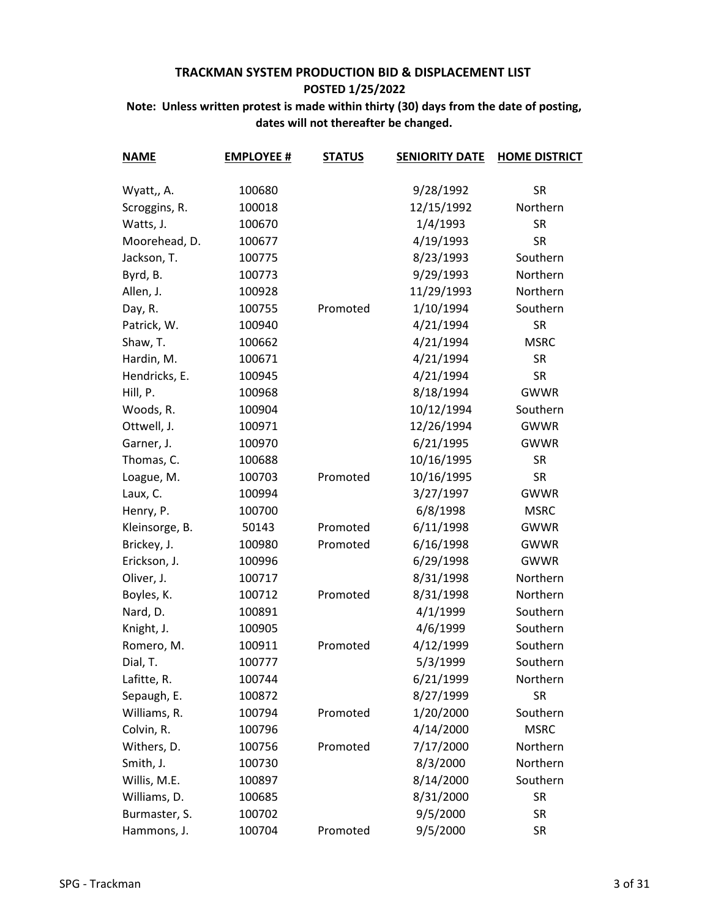**TRACKMAN SYSTEM PRODUCTION BID & DISPLACEMENT LIST**

**POSTED 1/25/2022**

**Note: Unless written protest is made within thirty (30) days from the date of posting, dates will not thereafter be changed.**

| NAME | EMPLOYEE # | STATUS | SENIORITY DATE | HOME DISTRICT |
|---|---|---|---|---|
| Wyatt,, A. | 100680 | | 9/28/1992 | SR |
| Scroggins, R. | 100018 | | 12/15/1992 | Northern |
| Watts, J. | 100670 | | 1/4/1993 | SR |
| Moorehead, D. | 100677 | | 4/19/1993 | SR |
| Jackson, T. | 100775 | | 8/23/1993 | Southern |
| Byrd, B. | 100773 | | 9/29/1993 | Northern |
| Allen, J. | 100928 | | 11/29/1993 | Northern |
| Day, R. | 100755 | Promoted | 1/10/1994 | Southern |
| Patrick, W. | 100940 | | 4/21/1994 | SR |
| Shaw, T. | 100662 | | 4/21/1994 | MSRC |
| Hardin, M. | 100671 | | 4/21/1994 | SR |
| Hendricks, E. | 100945 | | 4/21/1994 | SR |
| Hill, P. | 100968 | | 8/18/1994 | GWWR |
| Woods, R. | 100904 | | 10/12/1994 | Southern |
| Ottwell, J. | 100971 | | 12/26/1994 | GWWR |
| Garner, J. | 100970 | | 6/21/1995 | GWWR |
| Thomas, C. | 100688 | | 10/16/1995 | SR |
| Loague, M. | 100703 | Promoted | 10/16/1995 | SR |
| Laux, C. | 100994 | | 3/27/1997 | GWWR |
| Henry, P. | 100700 | | 6/8/1998 | MSRC |
| Kleinsorge, B. | 50143 | Promoted | 6/11/1998 | GWWR |
| Brickey, J. | 100980 | Promoted | 6/16/1998 | GWWR |
| Erickson, J. | 100996 | | 6/29/1998 | GWWR |
| Oliver, J. | 100717 | | 8/31/1998 | Northern |
| Boyles, K. | 100712 | Promoted | 8/31/1998 | Northern |
| Nard, D. | 100891 | | 4/1/1999 | Southern |
| Knight, J. | 100905 | | 4/6/1999 | Southern |
| Romero, M. | 100911 | Promoted | 4/12/1999 | Southern |
| Dial, T. | 100777 | | 5/3/1999 | Southern |
| Lafitte, R. | 100744 | | 6/21/1999 | Northern |
| Sepaugh, E. | 100872 | | 8/27/1999 | SR |
| Williams, R. | 100794 | Promoted | 1/20/2000 | Southern |
| Colvin, R. | 100796 | | 4/14/2000 | MSRC |
| Withers, D. | 100756 | Promoted | 7/17/2000 | Northern |
| Smith, J. | 100730 | | 8/3/2000 | Northern |
| Willis, M.E. | 100897 | | 8/14/2000 | Southern |
| Williams, D. | 100685 | | 8/31/2000 | SR |
| Burmaster, S. | 100702 | | 9/5/2000 | SR |
| Hammons, J. | 100704 | Promoted | 9/5/2000 | SR |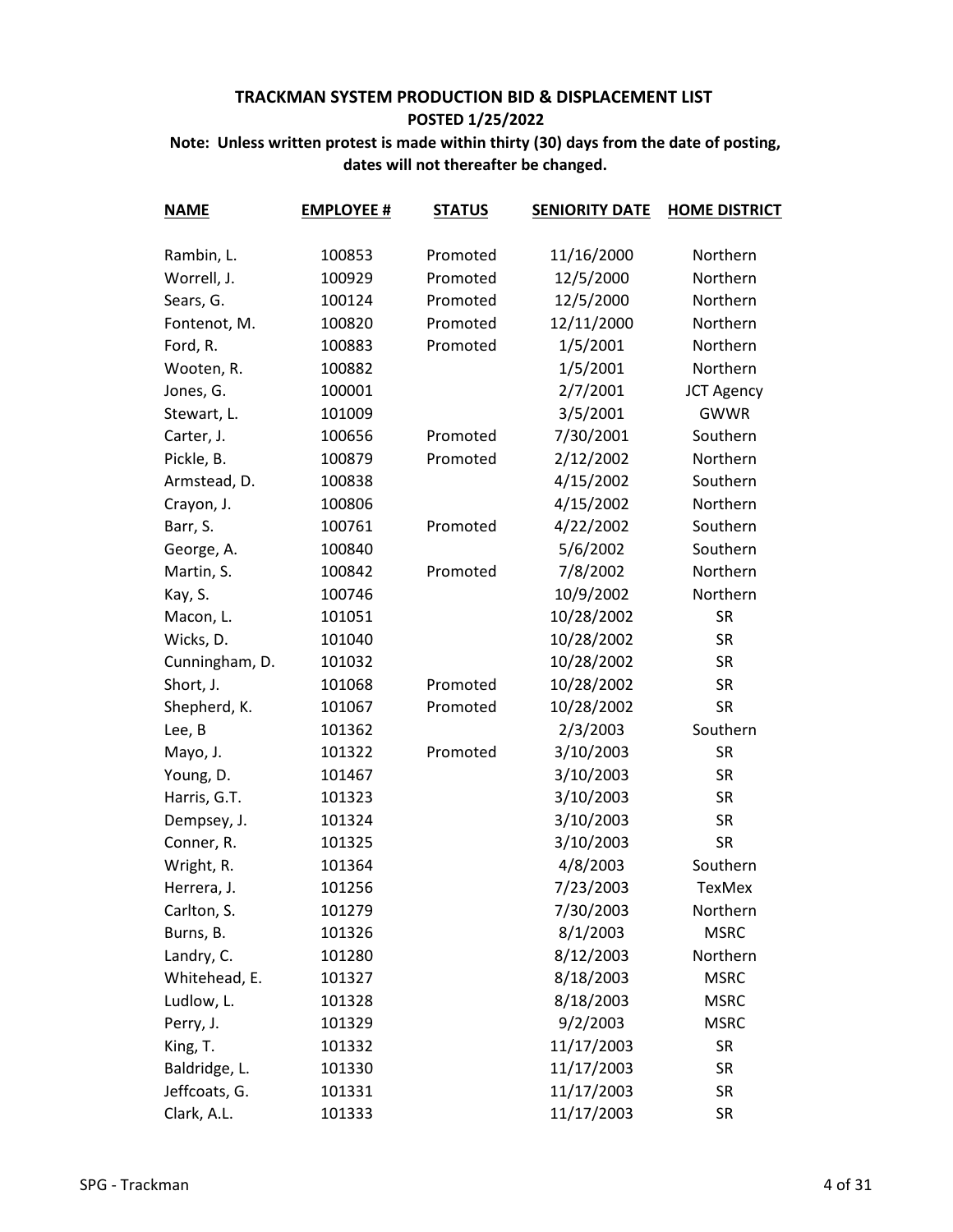**TRACKMAN SYSTEM PRODUCTION BID & DISPLACEMENT LIST**

**POSTED 1/25/2022**

**Note: Unless written protest is made within thirty (30) days from the date of posting, dates will not thereafter be changed.**

| NAME | EMPLOYEE # | STATUS | SENIORITY DATE | HOME DISTRICT |
|---|---|---|---|---|
| Rambin, L. | 100853 | Promoted | 11/16/2000 | Northern |
| Worrell, J. | 100929 | Promoted | 12/5/2000 | Northern |
| Sears, G. | 100124 | Promoted | 12/5/2000 | Northern |
| Fontenot, M. | 100820 | Promoted | 12/11/2000 | Northern |
| Ford, R. | 100883 | Promoted | 1/5/2001 | Northern |
| Wooten, R. | 100882 | | 1/5/2001 | Northern |
| Jones, G. | 100001 | | 2/7/2001 | JCT Agency |
| Stewart, L. | 101009 | | 3/5/2001 | GWWR |
| Carter, J. | 100656 | Promoted | 7/30/2001 | Southern |
| Pickle, B. | 100879 | Promoted | 2/12/2002 | Northern |
| Armstead, D. | 100838 | | 4/15/2002 | Southern |
| Crayon, J. | 100806 | | 4/15/2002 | Northern |
| Barr, S. | 100761 | Promoted | 4/22/2002 | Southern |
| George, A. | 100840 | | 5/6/2002 | Southern |
| Martin, S. | 100842 | Promoted | 7/8/2002 | Northern |
| Kay, S. | 100746 | | 10/9/2002 | Northern |
| Macon, L. | 101051 | | 10/28/2002 | SR |
| Wicks, D. | 101040 | | 10/28/2002 | SR |
| Cunningham, D. | 101032 | | 10/28/2002 | SR |
| Short, J. | 101068 | Promoted | 10/28/2002 | SR |
| Shepherd, K. | 101067 | Promoted | 10/28/2002 | SR |
| Lee, B | 101362 | | 2/3/2003 | Southern |
| Mayo, J. | 101322 | Promoted | 3/10/2003 | SR |
| Young, D. | 101467 | | 3/10/2003 | SR |
| Harris, G.T. | 101323 | | 3/10/2003 | SR |
| Dempsey, J. | 101324 | | 3/10/2003 | SR |
| Conner, R. | 101325 | | 3/10/2003 | SR |
| Wright, R. | 101364 | | 4/8/2003 | Southern |
| Herrera, J. | 101256 | | 7/23/2003 | TexMex |
| Carlton, S. | 101279 | | 7/30/2003 | Northern |
| Burns, B. | 101326 | | 8/1/2003 | MSRC |
| Landry, C. | 101280 | | 8/12/2003 | Northern |
| Whitehead, E. | 101327 | | 8/18/2003 | MSRC |
| Ludlow, L. | 101328 | | 8/18/2003 | MSRC |
| Perry, J. | 101329 | | 9/2/2003 | MSRC |
| King, T. | 101332 | | 11/17/2003 | SR |
| Baldridge, L. | 101330 | | 11/17/2003 | SR |
| Jeffcoats, G. | 101331 | | 11/17/2003 | SR |
| Clark, A.L. | 101333 | | 11/17/2003 | SR |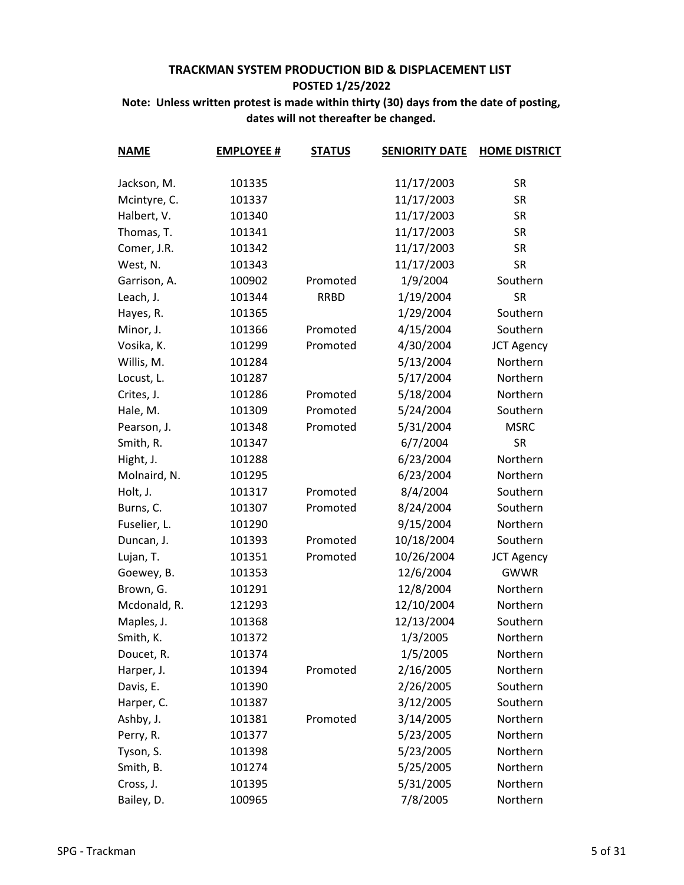**TRACKMAN SYSTEM PRODUCTION BID & DISPLACEMENT LIST**

**POSTED 1/25/2022**

**Note: Unless written protest is made within thirty (30) days from the date of posting, dates will not thereafter be changed.**

| NAME | EMPLOYEE # | STATUS | SENIORITY DATE | HOME DISTRICT |
|---|---|---|---|---|
| Jackson, M. | 101335 | | 11/17/2003 | SR |
| Mcintyre, C. | 101337 | | 11/17/2003 | SR |
| Halbert, V. | 101340 | | 11/17/2003 | SR |
| Thomas, T. | 101341 | | 11/17/2003 | SR |
| Comer, J.R. | 101342 | | 11/17/2003 | SR |
| West, N. | 101343 | | 11/17/2003 | SR |
| Garrison, A. | 100902 | Promoted | 1/9/2004 | Southern |
| Leach, J. | 101344 | RRBD | 1/19/2004 | SR |
| Hayes, R. | 101365 | | 1/29/2004 | Southern |
| Minor, J. | 101366 | Promoted | 4/15/2004 | Southern |
| Vosika, K. | 101299 | Promoted | 4/30/2004 | JCT Agency |
| Willis, M. | 101284 | | 5/13/2004 | Northern |
| Locust, L. | 101287 | | 5/17/2004 | Northern |
| Crites, J. | 101286 | Promoted | 5/18/2004 | Northern |
| Hale, M. | 101309 | Promoted | 5/24/2004 | Southern |
| Pearson, J. | 101348 | Promoted | 5/31/2004 | MSRC |
| Smith, R. | 101347 | | 6/7/2004 | SR |
| Hight, J. | 101288 | | 6/23/2004 | Northern |
| Molnaird, N. | 101295 | | 6/23/2004 | Northern |
| Holt, J. | 101317 | Promoted | 8/4/2004 | Southern |
| Burns, C. | 101307 | Promoted | 8/24/2004 | Southern |
| Fuselier, L. | 101290 | | 9/15/2004 | Northern |
| Duncan, J. | 101393 | Promoted | 10/18/2004 | Southern |
| Lujan, T. | 101351 | Promoted | 10/26/2004 | JCT Agency |
| Goewey, B. | 101353 | | 12/6/2004 | GWWR |
| Brown, G. | 101291 | | 12/8/2004 | Northern |
| Mcdonald, R. | 121293 | | 12/10/2004 | Northern |
| Maples, J. | 101368 | | 12/13/2004 | Southern |
| Smith, K. | 101372 | | 1/3/2005 | Northern |
| Doucet, R. | 101374 | | 1/5/2005 | Northern |
| Harper, J. | 101394 | Promoted | 2/16/2005 | Northern |
| Davis, E. | 101390 | | 2/26/2005 | Southern |
| Harper, C. | 101387 | | 3/12/2005 | Southern |
| Ashby, J. | 101381 | Promoted | 3/14/2005 | Northern |
| Perry, R. | 101377 | | 5/23/2005 | Northern |
| Tyson, S. | 101398 | | 5/23/2005 | Northern |
| Smith, B. | 101274 | | 5/25/2005 | Northern |
| Cross, J. | 101395 | | 5/31/2005 | Northern |
| Bailey, D. | 100965 | | 7/8/2005 | Northern |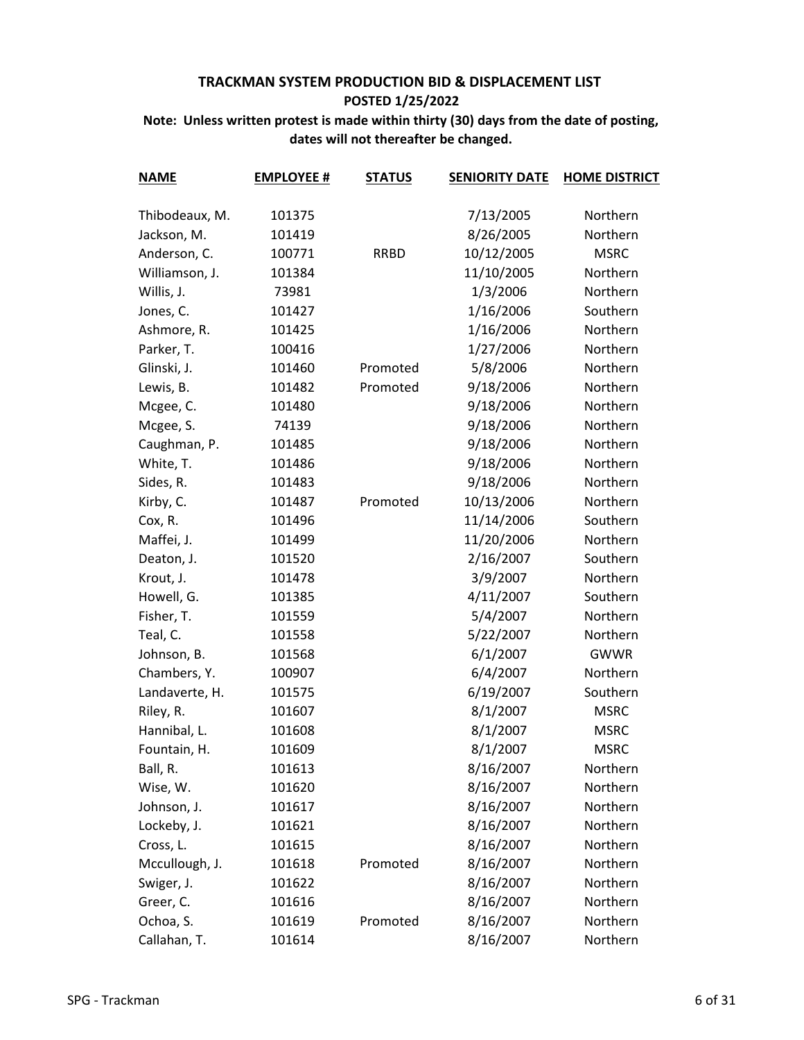**TRACKMAN SYSTEM PRODUCTION BID & DISPLACEMENT LIST**

**POSTED 1/25/2022**

**Note: Unless written protest is made within thirty (30) days from the date of posting, dates will not thereafter be changed.**

| NAME | EMPLOYEE # | STATUS | SENIORITY DATE | HOME DISTRICT |
|---|---|---|---|---|
| Thibodeaux, M. | 101375 | | 7/13/2005 | Northern |
| Jackson, M. | 101419 | | 8/26/2005 | Northern |
| Anderson, C. | 100771 | RRBD | 10/12/2005 | MSRC |
| Williamson, J. | 101384 | | 11/10/2005 | Northern |
| Willis, J. | 73981 | | 1/3/2006 | Northern |
| Jones, C. | 101427 | | 1/16/2006 | Southern |
| Ashmore, R. | 101425 | | 1/16/2006 | Northern |
| Parker, T. | 100416 | | 1/27/2006 | Northern |
| Glinski, J. | 101460 | Promoted | 5/8/2006 | Northern |
| Lewis, B. | 101482 | Promoted | 9/18/2006 | Northern |
| Mcgee, C. | 101480 | | 9/18/2006 | Northern |
| Mcgee, S. | 74139 | | 9/18/2006 | Northern |
| Caughman, P. | 101485 | | 9/18/2006 | Northern |
| White, T. | 101486 | | 9/18/2006 | Northern |
| Sides, R. | 101483 | | 9/18/2006 | Northern |
| Kirby, C. | 101487 | Promoted | 10/13/2006 | Northern |
| Cox, R. | 101496 | | 11/14/2006 | Southern |
| Maffei, J. | 101499 | | 11/20/2006 | Northern |
| Deaton, J. | 101520 | | 2/16/2007 | Southern |
| Krout, J. | 101478 | | 3/9/2007 | Northern |
| Howell, G. | 101385 | | 4/11/2007 | Southern |
| Fisher, T. | 101559 | | 5/4/2007 | Northern |
| Teal, C. | 101558 | | 5/22/2007 | Northern |
| Johnson, B. | 101568 | | 6/1/2007 | GWWR |
| Chambers, Y. | 100907 | | 6/4/2007 | Northern |
| Landaverte, H. | 101575 | | 6/19/2007 | Southern |
| Riley, R. | 101607 | | 8/1/2007 | MSRC |
| Hannibal, L. | 101608 | | 8/1/2007 | MSRC |
| Fountain, H. | 101609 | | 8/1/2007 | MSRC |
| Ball, R. | 101613 | | 8/16/2007 | Northern |
| Wise, W. | 101620 | | 8/16/2007 | Northern |
| Johnson, J. | 101617 | | 8/16/2007 | Northern |
| Lockeby, J. | 101621 | | 8/16/2007 | Northern |
| Cross, L. | 101615 | | 8/16/2007 | Northern |
| Mccullough, J. | 101618 | Promoted | 8/16/2007 | Northern |
| Swiger, J. | 101622 | | 8/16/2007 | Northern |
| Greer, C. | 101616 | | 8/16/2007 | Northern |
| Ochoa, S. | 101619 | Promoted | 8/16/2007 | Northern |
| Callahan, T. | 101614 | | 8/16/2007 | Northern |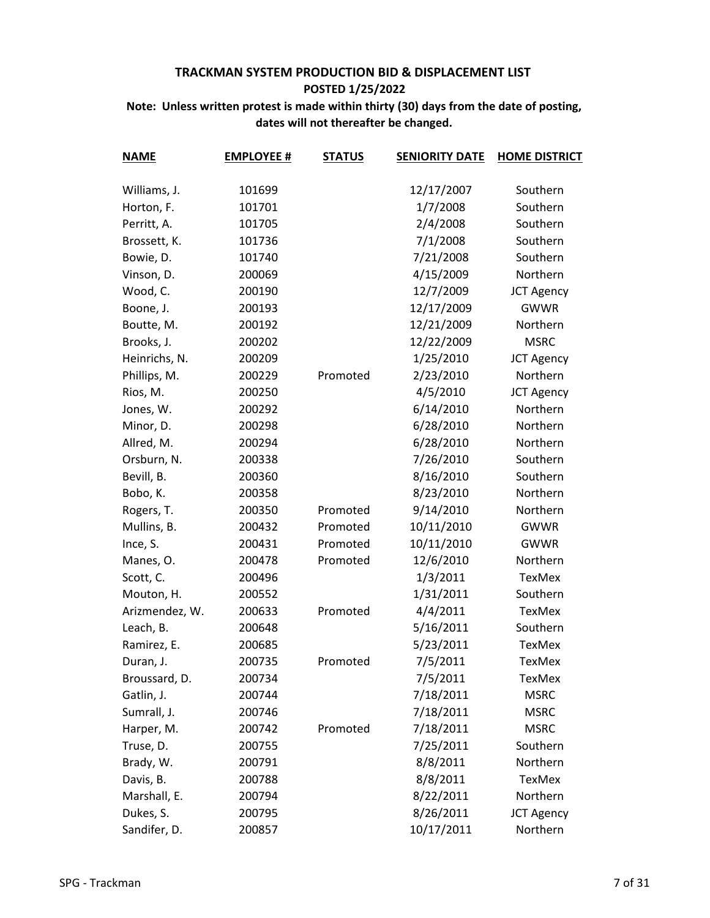## TRACKMAN SYSTEM PRODUCTION BID & DISPLACEMENT LIST

**POSTED 1/25/2022**

**Note: Unless written protest is made within thirty (30) days from the date of posting, dates will not thereafter be changed.**

| NAME | EMPLOYEE # | STATUS | SENIORITY DATE | HOME DISTRICT |
|---|---|---|---|---|
| Williams, J. | 101699 | | 12/17/2007 | Southern |
| Horton, F. | 101701 | | 1/7/2008 | Southern |
| Perritt, A. | 101705 | | 2/4/2008 | Southern |
| Brossett, K. | 101736 | | 7/1/2008 | Southern |
| Bowie, D. | 101740 | | 7/21/2008 | Southern |
| Vinson, D. | 200069 | | 4/15/2009 | Northern |
| Wood, C. | 200190 | | 12/7/2009 | JCT Agency |
| Boone, J. | 200193 | | 12/17/2009 | GWWR |
| Boutte, M. | 200192 | | 12/21/2009 | Northern |
| Brooks, J. | 200202 | | 12/22/2009 | MSRC |
| Heinrichs, N. | 200209 | | 1/25/2010 | JCT Agency |
| Phillips, M. | 200229 | Promoted | 2/23/2010 | Northern |
| Rios, M. | 200250 | | 4/5/2010 | JCT Agency |
| Jones, W. | 200292 | | 6/14/2010 | Northern |
| Minor, D. | 200298 | | 6/28/2010 | Northern |
| Allred, M. | 200294 | | 6/28/2010 | Northern |
| Orsburn, N. | 200338 | | 7/26/2010 | Southern |
| Bevill, B. | 200360 | | 8/16/2010 | Southern |
| Bobo, K. | 200358 | | 8/23/2010 | Northern |
| Rogers, T. | 200350 | Promoted | 9/14/2010 | Northern |
| Mullins, B. | 200432 | Promoted | 10/11/2010 | GWWR |
| Ince, S. | 200431 | Promoted | 10/11/2010 | GWWR |
| Manes, O. | 200478 | Promoted | 12/6/2010 | Northern |
| Scott, C. | 200496 | | 1/3/2011 | TexMex |
| Mouton, H. | 200552 | | 1/31/2011 | Southern |
| Arizmendez, W. | 200633 | Promoted | 4/4/2011 | TexMex |
| Leach, B. | 200648 | | 5/16/2011 | Southern |
| Ramirez, E. | 200685 | | 5/23/2011 | TexMex |
| Duran, J. | 200735 | Promoted | 7/5/2011 | TexMex |
| Broussard, D. | 200734 | | 7/5/2011 | TexMex |
| Gatlin, J. | 200744 | | 7/18/2011 | MSRC |
| Sumrall, J. | 200746 | | 7/18/2011 | MSRC |
| Harper, M. | 200742 | Promoted | 7/18/2011 | MSRC |
| Truse, D. | 200755 | | 7/25/2011 | Southern |
| Brady, W. | 200791 | | 8/8/2011 | Northern |
| Davis, B. | 200788 | | 8/8/2011 | TexMex |
| Marshall, E. | 200794 | | 8/22/2011 | Northern |
| Dukes, S. | 200795 | | 8/26/2011 | JCT Agency |
| Sandifer, D. | 200857 | | 10/17/2011 | Northern |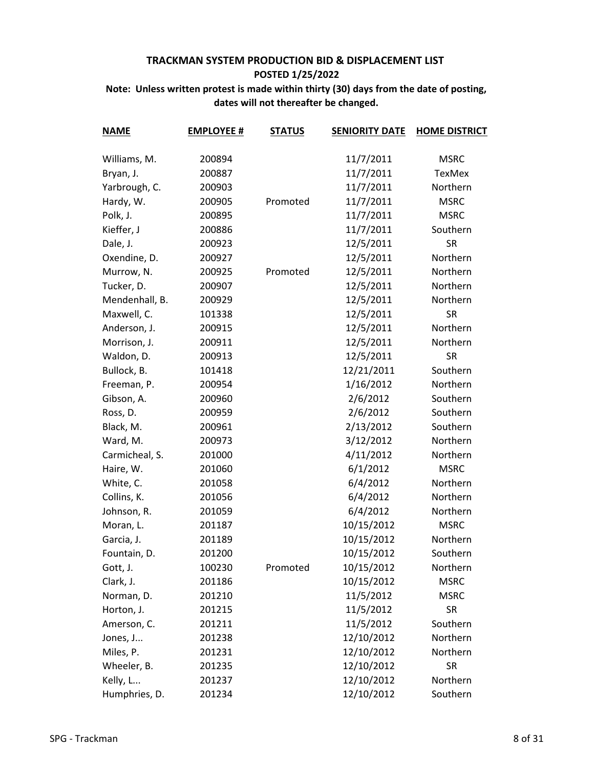**TRACKMAN SYSTEM PRODUCTION BID & DISPLACEMENT LIST**

**POSTED 1/25/2022**

**Note: Unless written protest is made within thirty (30) days from the date of posting, dates will not thereafter be changed.**

| NAME | EMPLOYEE # | STATUS | SENIORITY DATE | HOME DISTRICT |
|---|---|---|---|---|
| Williams, M. | 200894 | | 11/7/2011 | MSRC |
| Bryan, J. | 200887 | | 11/7/2011 | TexMex |
| Yarbrough, C. | 200903 | | 11/7/2011 | Northern |
| Hardy, W. | 200905 | Promoted | 11/7/2011 | MSRC |
| Polk, J. | 200895 | | 11/7/2011 | MSRC |
| Kieffer, J | 200886 | | 11/7/2011 | Southern |
| Dale, J. | 200923 | | 12/5/2011 | SR |
| Oxendine, D. | 200927 | | 12/5/2011 | Northern |
| Murrow, N. | 200925 | Promoted | 12/5/2011 | Northern |
| Tucker, D. | 200907 | | 12/5/2011 | Northern |
| Mendenhall, B. | 200929 | | 12/5/2011 | Northern |
| Maxwell, C. | 101338 | | 12/5/2011 | SR |
| Anderson, J. | 200915 | | 12/5/2011 | Northern |
| Morrison, J. | 200911 | | 12/5/2011 | Northern |
| Waldon, D. | 200913 | | 12/5/2011 | SR |
| Bullock, B. | 101418 | | 12/21/2011 | Southern |
| Freeman, P. | 200954 | | 1/16/2012 | Northern |
| Gibson, A. | 200960 | | 2/6/2012 | Southern |
| Ross, D. | 200959 | | 2/6/2012 | Southern |
| Black, M. | 200961 | | 2/13/2012 | Southern |
| Ward, M. | 200973 | | 3/12/2012 | Northern |
| Carmicheal, S. | 201000 | | 4/11/2012 | Northern |
| Haire, W. | 201060 | | 6/1/2012 | MSRC |
| White, C. | 201058 | | 6/4/2012 | Northern |
| Collins, K. | 201056 | | 6/4/2012 | Northern |
| Johnson, R. | 201059 | | 6/4/2012 | Northern |
| Moran, L. | 201187 | | 10/15/2012 | MSRC |
| Garcia, J. | 201189 | | 10/15/2012 | Northern |
| Fountain, D. | 201200 | | 10/15/2012 | Southern |
| Gott, J. | 100230 | Promoted | 10/15/2012 | Northern |
| Clark, J. | 201186 | | 10/15/2012 | MSRC |
| Norman, D. | 201210 | | 11/5/2012 | MSRC |
| Horton, J. | 201215 | | 11/5/2012 | SR |
| Amerson, C. | 201211 | | 11/5/2012 | Southern |
| Jones, J... | 201238 | | 12/10/2012 | Northern |
| Miles, P. | 201231 | | 12/10/2012 | Northern |
| Wheeler, B. | 201235 | | 12/10/2012 | SR |
| Kelly, L... | 201237 | | 12/10/2012 | Northern |
| Humphries, D. | 201234 | | 12/10/2012 | Southern |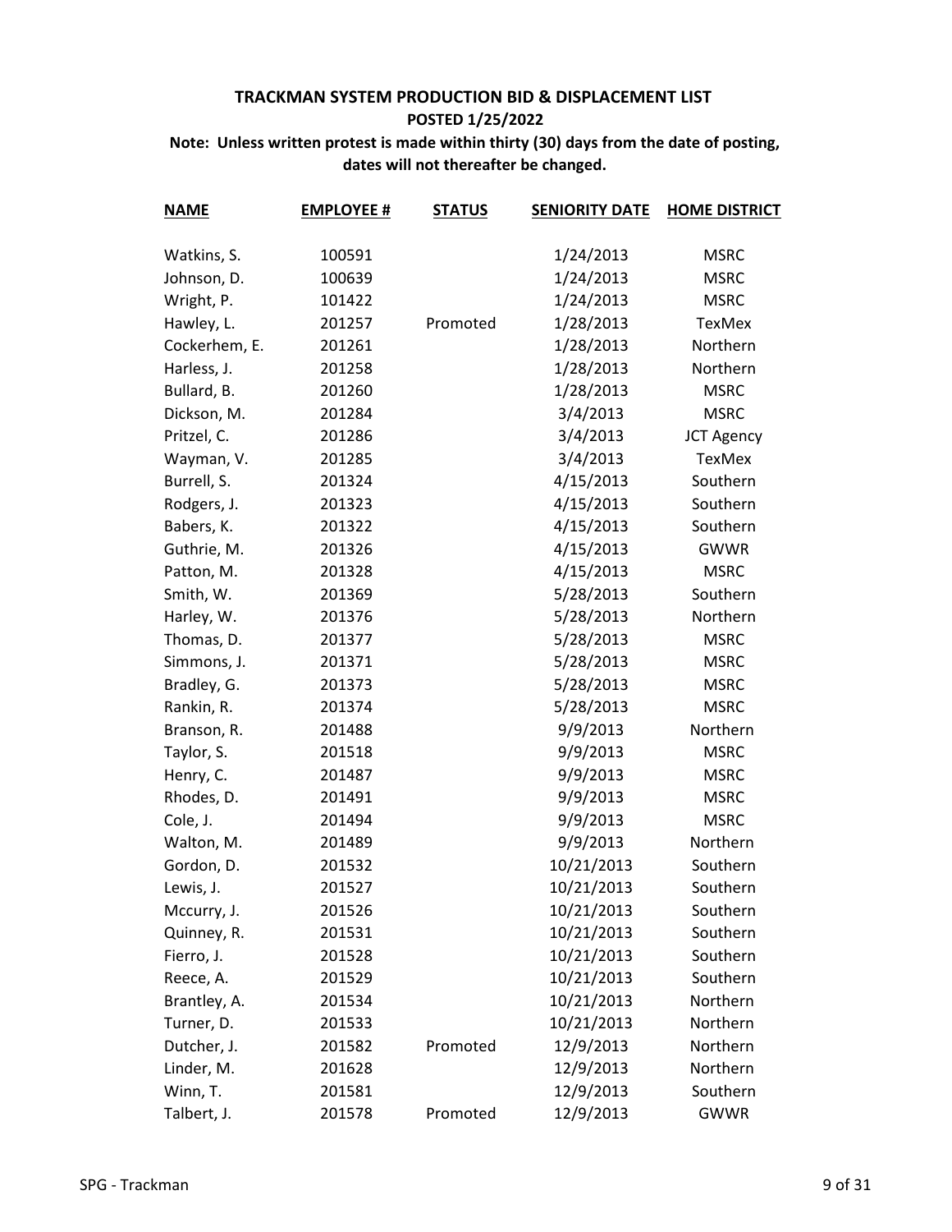# TRACKMAN SYSTEM PRODUCTION BID & DISPLACEMENT LIST

**POSTED 1/25/2022**

**Note: Unless written protest is made within thirty (30) days from the date of posting, dates will not thereafter be changed.**

| NAME | EMPLOYEE # | STATUS | SENIORITY DATE | HOME DISTRICT |
|---|---|---|---|---|
| Watkins, S. | 100591 | | 1/24/2013 | MSRC |
| Johnson, D. | 100639 | | 1/24/2013 | MSRC |
| Wright, P. | 101422 | | 1/24/2013 | MSRC |
| Hawley, L. | 201257 | Promoted | 1/28/2013 | TexMex |
| Cockerhem, E. | 201261 | | 1/28/2013 | Northern |
| Harless, J. | 201258 | | 1/28/2013 | Northern |
| Bullard, B. | 201260 | | 1/28/2013 | MSRC |
| Dickson, M. | 201284 | | 3/4/2013 | MSRC |
| Pritzel, C. | 201286 | | 3/4/2013 | JCT Agency |
| Wayman, V. | 201285 | | 3/4/2013 | TexMex |
| Burrell, S. | 201324 | | 4/15/2013 | Southern |
| Rodgers, J. | 201323 | | 4/15/2013 | Southern |
| Babers, K. | 201322 | | 4/15/2013 | Southern |
| Guthrie, M. | 201326 | | 4/15/2013 | GWWR |
| Patton, M. | 201328 | | 4/15/2013 | MSRC |
| Smith, W. | 201369 | | 5/28/2013 | Southern |
| Harley, W. | 201376 | | 5/28/2013 | Northern |
| Thomas, D. | 201377 | | 5/28/2013 | MSRC |
| Simmons, J. | 201371 | | 5/28/2013 | MSRC |
| Bradley, G. | 201373 | | 5/28/2013 | MSRC |
| Rankin, R. | 201374 | | 5/28/2013 | MSRC |
| Branson, R. | 201488 | | 9/9/2013 | Northern |
| Taylor, S. | 201518 | | 9/9/2013 | MSRC |
| Henry, C. | 201487 | | 9/9/2013 | MSRC |
| Rhodes, D. | 201491 | | 9/9/2013 | MSRC |
| Cole, J. | 201494 | | 9/9/2013 | MSRC |
| Walton, M. | 201489 | | 9/9/2013 | Northern |
| Gordon, D. | 201532 | | 10/21/2013 | Southern |
| Lewis, J. | 201527 | | 10/21/2013 | Southern |
| Mccurry, J. | 201526 | | 10/21/2013 | Southern |
| Quinney, R. | 201531 | | 10/21/2013 | Southern |
| Fierro, J. | 201528 | | 10/21/2013 | Southern |
| Reece, A. | 201529 | | 10/21/2013 | Southern |
| Brantley, A. | 201534 | | 10/21/2013 | Northern |
| Turner, D. | 201533 | | 10/21/2013 | Northern |
| Dutcher, J. | 201582 | Promoted | 12/9/2013 | Northern |
| Linder, M. | 201628 | | 12/9/2013 | Northern |
| Winn, T. | 201581 | | 12/9/2013 | Southern |
| Talbert, J. | 201578 | Promoted | 12/9/2013 | GWWR |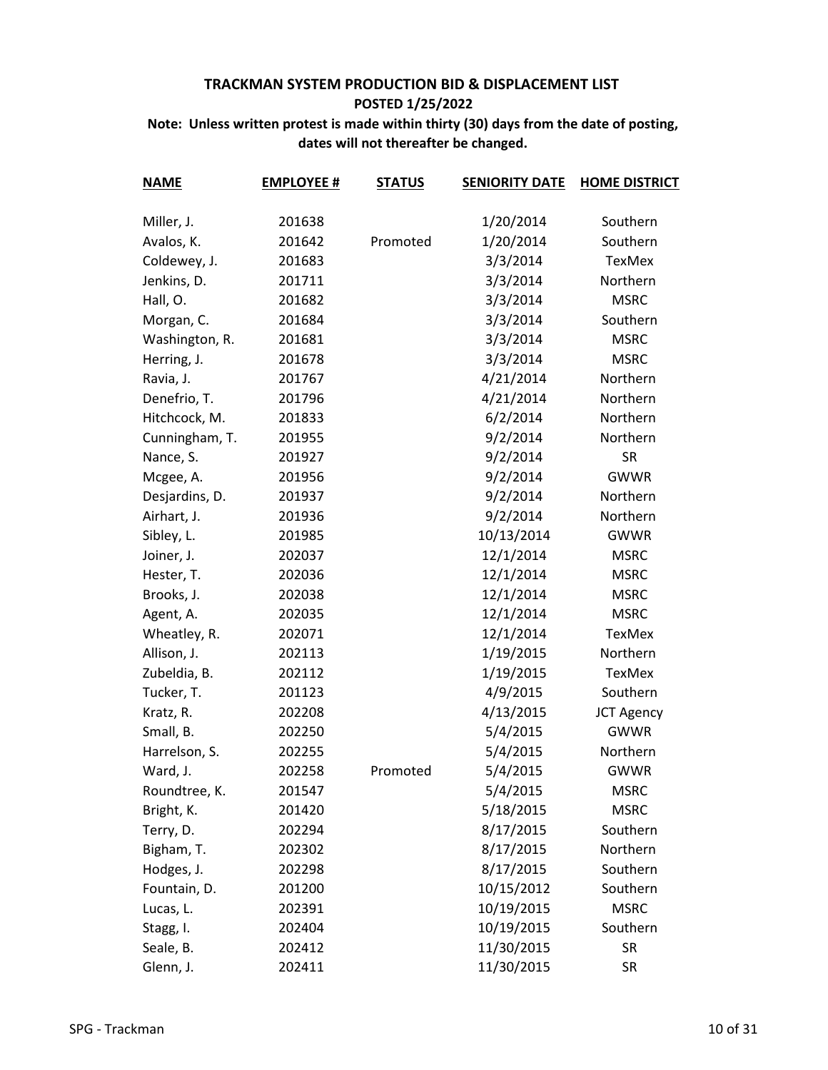**TRACKMAN SYSTEM PRODUCTION BID & DISPLACEMENT LIST**

**POSTED 1/25/2022**

**Note: Unless written protest is made within thirty (30) days from the date of posting, dates will not thereafter be changed.**

| NAME | EMPLOYEE # | STATUS | SENIORITY DATE | HOME DISTRICT |
|---|---|---|---|---|
| Miller, J. | 201638 | | 1/20/2014 | Southern |
| Avalos, K. | 201642 | Promoted | 1/20/2014 | Southern |
| Coldewey, J. | 201683 | | 3/3/2014 | TexMex |
| Jenkins, D. | 201711 | | 3/3/2014 | Northern |
| Hall, O. | 201682 | | 3/3/2014 | MSRC |
| Morgan, C. | 201684 | | 3/3/2014 | Southern |
| Washington, R. | 201681 | | 3/3/2014 | MSRC |
| Herring, J. | 201678 | | 3/3/2014 | MSRC |
| Ravia, J. | 201767 | | 4/21/2014 | Northern |
| Denefrio, T. | 201796 | | 4/21/2014 | Northern |
| Hitchcock, M. | 201833 | | 6/2/2014 | Northern |
| Cunningham, T. | 201955 | | 9/2/2014 | Northern |
| Nance, S. | 201927 | | 9/2/2014 | SR |
| Mcgee, A. | 201956 | | 9/2/2014 | GWWR |
| Desjardins, D. | 201937 | | 9/2/2014 | Northern |
| Airhart, J. | 201936 | | 9/2/2014 | Northern |
| Sibley, L. | 201985 | | 10/13/2014 | GWWR |
| Joiner, J. | 202037 | | 12/1/2014 | MSRC |
| Hester, T. | 202036 | | 12/1/2014 | MSRC |
| Brooks, J. | 202038 | | 12/1/2014 | MSRC |
| Agent, A. | 202035 | | 12/1/2014 | MSRC |
| Wheatley, R. | 202071 | | 12/1/2014 | TexMex |
| Allison, J. | 202113 | | 1/19/2015 | Northern |
| Zubeldia, B. | 202112 | | 1/19/2015 | TexMex |
| Tucker, T. | 201123 | | 4/9/2015 | Southern |
| Kratz, R. | 202208 | | 4/13/2015 | JCT Agency |
| Small, B. | 202250 | | 5/4/2015 | GWWR |
| Harrelson, S. | 202255 | | 5/4/2015 | Northern |
| Ward, J. | 202258 | Promoted | 5/4/2015 | GWWR |
| Roundtree, K. | 201547 | | 5/4/2015 | MSRC |
| Bright, K. | 201420 | | 5/18/2015 | MSRC |
| Terry, D. | 202294 | | 8/17/2015 | Southern |
| Bigham, T. | 202302 | | 8/17/2015 | Northern |
| Hodges, J. | 202298 | | 8/17/2015 | Southern |
| Fountain, D. | 201200 | | 10/15/2012 | Southern |
| Lucas, L. | 202391 | | 10/19/2015 | MSRC |
| Stagg, I. | 202404 | | 10/19/2015 | Southern |
| Seale, B. | 202412 | | 11/30/2015 | SR |
| Glenn, J. | 202411 | | 11/30/2015 | SR |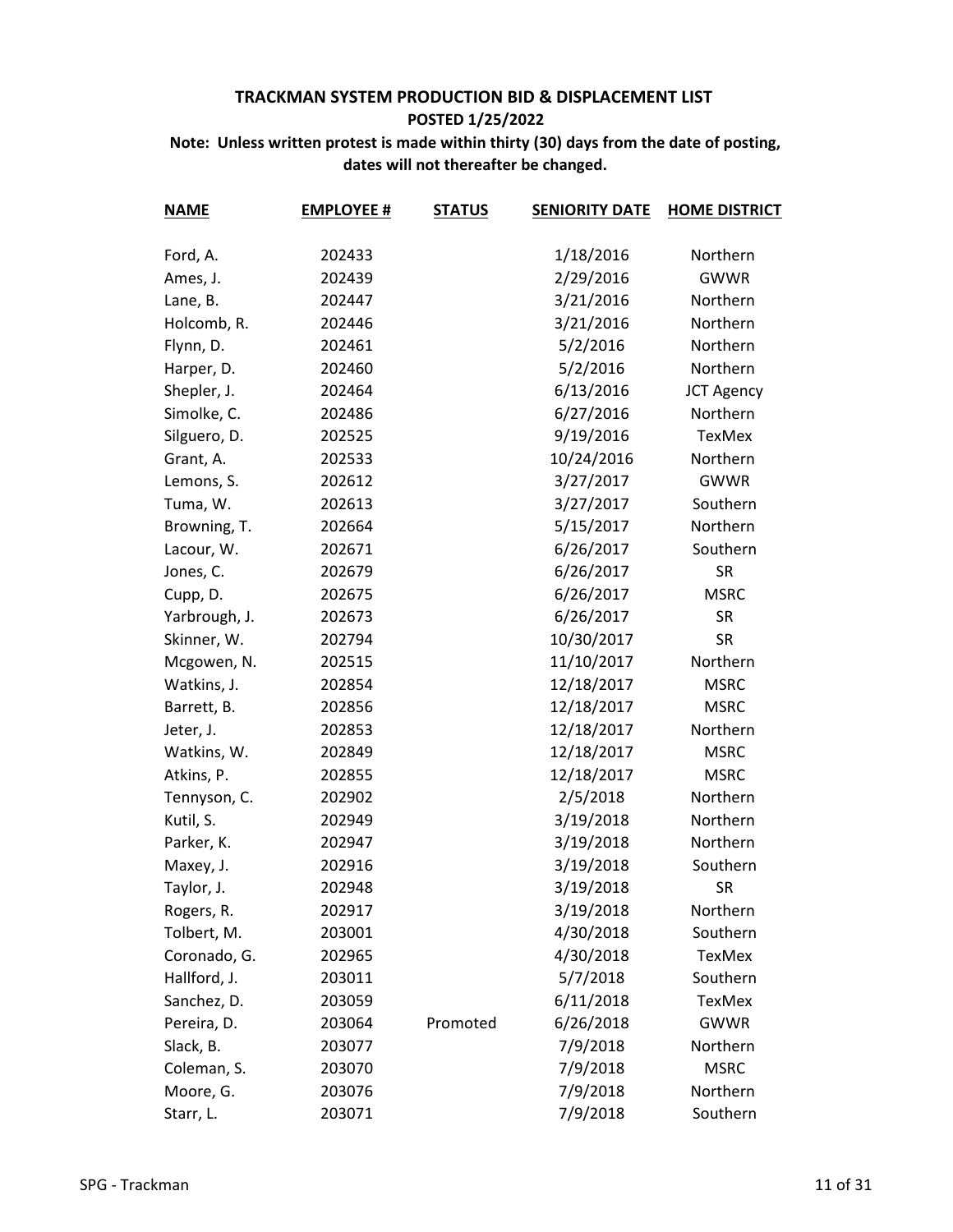## TRACKMAN SYSTEM PRODUCTION BID & DISPLACEMENT LIST

**POSTED 1/25/2022**

**Note: Unless written protest is made within thirty (30) days from the date of posting, dates will not thereafter be changed.**

| NAME | EMPLOYEE # | STATUS | SENIORITY DATE | HOME DISTRICT |
|---|---|---|---|---|
| Ford, A. | 202433 | | 1/18/2016 | Northern |
| Ames, J. | 202439 | | 2/29/2016 | GWWR |
| Lane, B. | 202447 | | 3/21/2016 | Northern |
| Holcomb, R. | 202446 | | 3/21/2016 | Northern |
| Flynn, D. | 202461 | | 5/2/2016 | Northern |
| Harper, D. | 202460 | | 5/2/2016 | Northern |
| Shepler, J. | 202464 | | 6/13/2016 | JCT Agency |
| Simolke, C. | 202486 | | 6/27/2016 | Northern |
| Silguero, D. | 202525 | | 9/19/2016 | TexMex |
| Grant, A. | 202533 | | 10/24/2016 | Northern |
| Lemons, S. | 202612 | | 3/27/2017 | GWWR |
| Tuma, W. | 202613 | | 3/27/2017 | Southern |
| Browning, T. | 202664 | | 5/15/2017 | Northern |
| Lacour, W. | 202671 | | 6/26/2017 | Southern |
| Jones, C. | 202679 | | 6/26/2017 | SR |
| Cupp, D. | 202675 | | 6/26/2017 | MSRC |
| Yarbrough, J. | 202673 | | 6/26/2017 | SR |
| Skinner, W. | 202794 | | 10/30/2017 | SR |
| Mcgowen, N. | 202515 | | 11/10/2017 | Northern |
| Watkins, J. | 202854 | | 12/18/2017 | MSRC |
| Barrett, B. | 202856 | | 12/18/2017 | MSRC |
| Jeter, J. | 202853 | | 12/18/2017 | Northern |
| Watkins, W. | 202849 | | 12/18/2017 | MSRC |
| Atkins, P. | 202855 | | 12/18/2017 | MSRC |
| Tennyson, C. | 202902 | | 2/5/2018 | Northern |
| Kutil, S. | 202949 | | 3/19/2018 | Northern |
| Parker, K. | 202947 | | 3/19/2018 | Northern |
| Maxey, J. | 202916 | | 3/19/2018 | Southern |
| Taylor, J. | 202948 | | 3/19/2018 | SR |
| Rogers, R. | 202917 | | 3/19/2018 | Northern |
| Tolbert, M. | 203001 | | 4/30/2018 | Southern |
| Coronado, G. | 202965 | | 4/30/2018 | TexMex |
| Hallford, J. | 203011 | | 5/7/2018 | Southern |
| Sanchez, D. | 203059 | | 6/11/2018 | TexMex |
| Pereira, D. | 203064 | Promoted | 6/26/2018 | GWWR |
| Slack, B. | 203077 | | 7/9/2018 | Northern |
| Coleman, S. | 203070 | | 7/9/2018 | MSRC |
| Moore, G. | 203076 | | 7/9/2018 | Northern |
| Starr, L. | 203071 | | 7/9/2018 | Southern |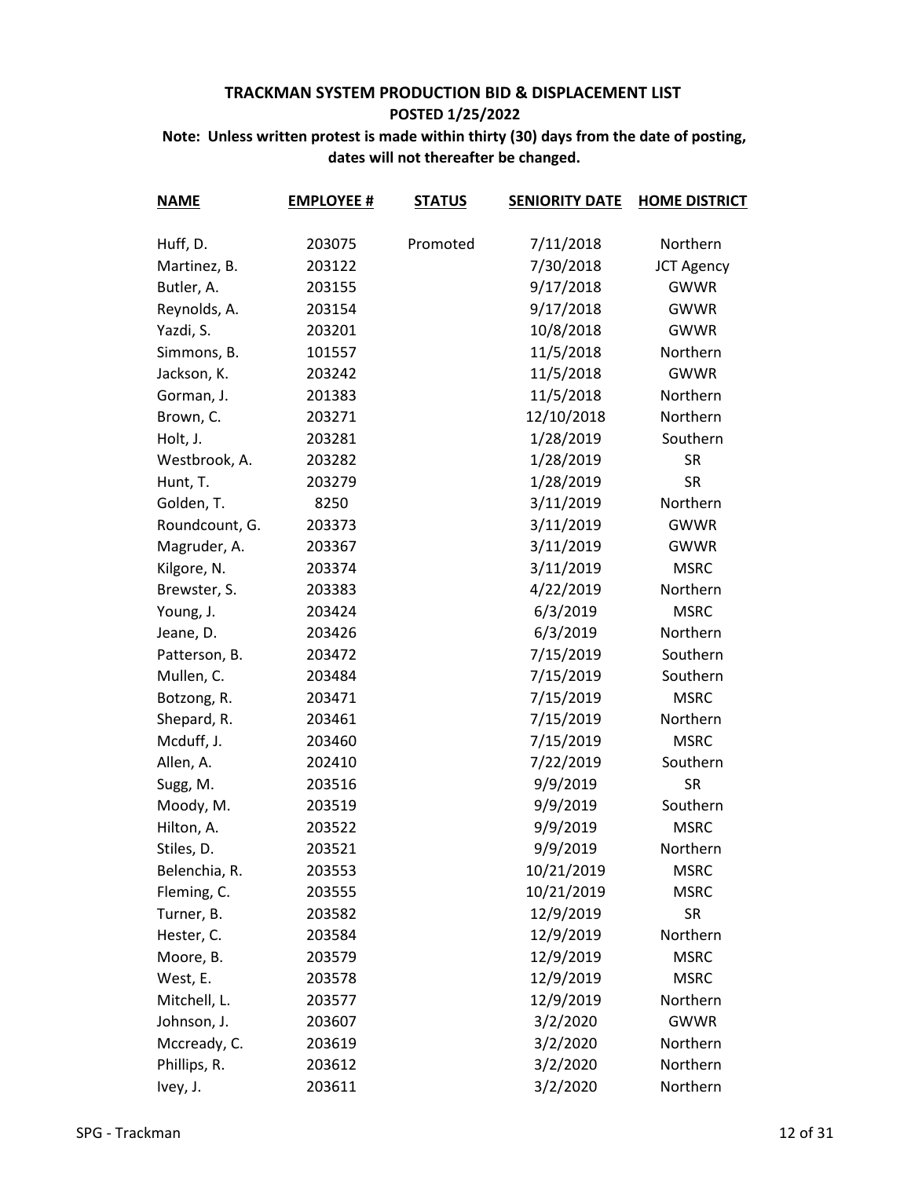# TRACKMAN SYSTEM PRODUCTION BID & DISPLACEMENT LIST

**POSTED 1/25/2022**

**Note: Unless written protest is made within thirty (30) days from the date of posting, dates will not thereafter be changed.**

| NAME | EMPLOYEE # | STATUS | SENIORITY DATE | HOME DISTRICT |
|---|---|---|---|---|
| Huff, D. | 203075 | Promoted | 7/11/2018 | Northern |
| Martinez, B. | 203122 | | 7/30/2018 | JCT Agency |
| Butler, A. | 203155 | | 9/17/2018 | GWWR |
| Reynolds, A. | 203154 | | 9/17/2018 | GWWR |
| Yazdi, S. | 203201 | | 10/8/2018 | GWWR |
| Simmons, B. | 101557 | | 11/5/2018 | Northern |
| Jackson, K. | 203242 | | 11/5/2018 | GWWR |
| Gorman, J. | 201383 | | 11/5/2018 | Northern |
| Brown, C. | 203271 | | 12/10/2018 | Northern |
| Holt, J. | 203281 | | 1/28/2019 | Southern |
| Westbrook, A. | 203282 | | 1/28/2019 | SR |
| Hunt, T. | 203279 | | 1/28/2019 | SR |
| Golden, T. | 8250 | | 3/11/2019 | Northern |
| Roundcount, G. | 203373 | | 3/11/2019 | GWWR |
| Magruder, A. | 203367 | | 3/11/2019 | GWWR |
| Kilgore, N. | 203374 | | 3/11/2019 | MSRC |
| Brewster, S. | 203383 | | 4/22/2019 | Northern |
| Young, J. | 203424 | | 6/3/2019 | MSRC |
| Jeane, D. | 203426 | | 6/3/2019 | Northern |
| Patterson, B. | 203472 | | 7/15/2019 | Southern |
| Mullen, C. | 203484 | | 7/15/2019 | Southern |
| Botzong, R. | 203471 | | 7/15/2019 | MSRC |
| Shepard, R. | 203461 | | 7/15/2019 | Northern |
| Mcduff, J. | 203460 | | 7/15/2019 | MSRC |
| Allen, A. | 202410 | | 7/22/2019 | Southern |
| Sugg, M. | 203516 | | 9/9/2019 | SR |
| Moody, M. | 203519 | | 9/9/2019 | Southern |
| Hilton, A. | 203522 | | 9/9/2019 | MSRC |
| Stiles, D. | 203521 | | 9/9/2019 | Northern |
| Belenchia, R. | 203553 | | 10/21/2019 | MSRC |
| Fleming, C. | 203555 | | 10/21/2019 | MSRC |
| Turner, B. | 203582 | | 12/9/2019 | SR |
| Hester, C. | 203584 | | 12/9/2019 | Northern |
| Moore, B. | 203579 | | 12/9/2019 | MSRC |
| West, E. | 203578 | | 12/9/2019 | MSRC |
| Mitchell, L. | 203577 | | 12/9/2019 | Northern |
| Johnson, J. | 203607 | | 3/2/2020 | GWWR |
| Mccready, C. | 203619 | | 3/2/2020 | Northern |
| Phillips, R. | 203612 | | 3/2/2020 | Northern |
| Ivey, J. | 203611 | | 3/2/2020 | Northern |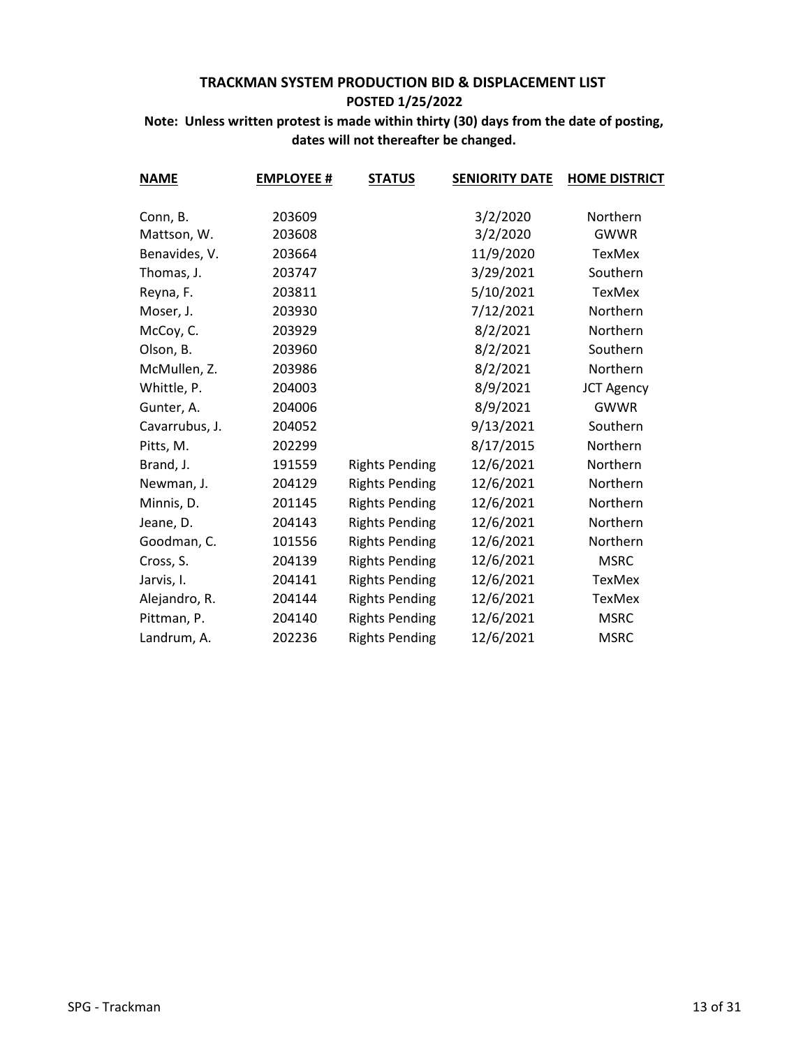**TRACKMAN SYSTEM PRODUCTION BID & DISPLACEMENT LIST**

**POSTED 1/25/2022**

**Note: Unless written protest is made within thirty (30) days from the date of posting, dates will not thereafter be changed.**

| NAME | EMPLOYEE # | STATUS | SENIORITY DATE | HOME DISTRICT |
|---|---|---|---|---|
| Conn, B. | 203609 | | 3/2/2020 | Northern |
| Mattson, W. | 203608 | | 3/2/2020 | GWWR |
| Benavides, V. | 203664 | | 11/9/2020 | TexMex |
| Thomas, J. | 203747 | | 3/29/2021 | Southern |
| Reyna, F. | 203811 | | 5/10/2021 | TexMex |
| Moser, J. | 203930 | | 7/12/2021 | Northern |
| McCoy, C. | 203929 | | 8/2/2021 | Northern |
| Olson, B. | 203960 | | 8/2/2021 | Southern |
| McMullen, Z. | 203986 | | 8/2/2021 | Northern |
| Whittle, P. | 204003 | | 8/9/2021 | JCT Agency |
| Gunter, A. | 204006 | | 8/9/2021 | GWWR |
| Cavarrubus, J. | 204052 | | 9/13/2021 | Southern |
| Pitts, M. | 202299 | | 8/17/2015 | Northern |
| Brand, J. | 191559 | Rights Pending | 12/6/2021 | Northern |
| Newman, J. | 204129 | Rights Pending | 12/6/2021 | Northern |
| Minnis, D. | 201145 | Rights Pending | 12/6/2021 | Northern |
| Jeane, D. | 204143 | Rights Pending | 12/6/2021 | Northern |
| Goodman, C. | 101556 | Rights Pending | 12/6/2021 | Northern |
| Cross, S. | 204139 | Rights Pending | 12/6/2021 | MSRC |
| Jarvis, I. | 204141 | Rights Pending | 12/6/2021 | TexMex |
| Alejandro, R. | 204144 | Rights Pending | 12/6/2021 | TexMex |
| Pittman, P. | 204140 | Rights Pending | 12/6/2021 | MSRC |
| Landrum, A. | 202236 | Rights Pending | 12/6/2021 | MSRC |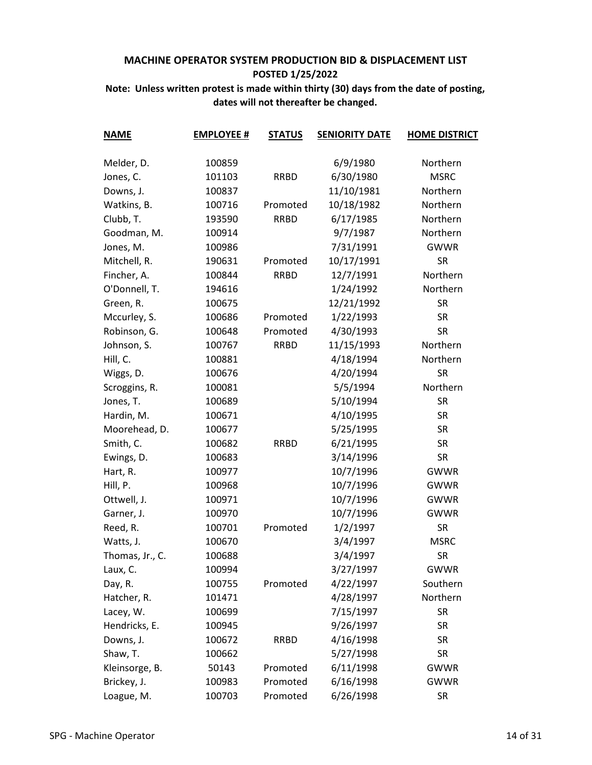## MACHINE OPERATOR SYSTEM PRODUCTION BID & DISPLACEMENT LIST

**POSTED 1/25/2022**

**Note: Unless written protest is made within thirty (30) days from the date of posting, dates will not thereafter be changed.**

| NAME | EMPLOYEE # | STATUS | SENIORITY DATE | HOME DISTRICT |
|---|---|---|---|---|
| Melder, D. | 100859 | | 6/9/1980 | Northern |
| Jones, C. | 101103 | RRBD | 6/30/1980 | MSRC |
| Downs, J. | 100837 | | 11/10/1981 | Northern |
| Watkins, B. | 100716 | Promoted | 10/18/1982 | Northern |
| Clubb, T. | 193590 | RRBD | 6/17/1985 | Northern |
| Goodman, M. | 100914 | | 9/7/1987 | Northern |
| Jones, M. | 100986 | | 7/31/1991 | GWWR |
| Mitchell, R. | 190631 | Promoted | 10/17/1991 | SR |
| Fincher, A. | 100844 | RRBD | 12/7/1991 | Northern |
| O'Donnell, T. | 194616 | | 1/24/1992 | Northern |
| Green, R. | 100675 | | 12/21/1992 | SR |
| Mccurley, S. | 100686 | Promoted | 1/22/1993 | SR |
| Robinson, G. | 100648 | Promoted | 4/30/1993 | SR |
| Johnson, S. | 100767 | RRBD | 11/15/1993 | Northern |
| Hill, C. | 100881 | | 4/18/1994 | Northern |
| Wiggs, D. | 100676 | | 4/20/1994 | SR |
| Scroggins, R. | 100081 | | 5/5/1994 | Northern |
| Jones, T. | 100689 | | 5/10/1994 | SR |
| Hardin, M. | 100671 | | 4/10/1995 | SR |
| Moorehead, D. | 100677 | | 5/25/1995 | SR |
| Smith, C. | 100682 | RRBD | 6/21/1995 | SR |
| Ewings, D. | 100683 | | 3/14/1996 | SR |
| Hart, R. | 100977 | | 10/7/1996 | GWWR |
| Hill, P. | 100968 | | 10/7/1996 | GWWR |
| Ottwell, J. | 100971 | | 10/7/1996 | GWWR |
| Garner, J. | 100970 | | 10/7/1996 | GWWR |
| Reed, R. | 100701 | Promoted | 1/2/1997 | SR |
| Watts, J. | 100670 | | 3/4/1997 | MSRC |
| Thomas, Jr., C. | 100688 | | 3/4/1997 | SR |
| Laux, C. | 100994 | | 3/27/1997 | GWWR |
| Day, R. | 100755 | Promoted | 4/22/1997 | Southern |
| Hatcher, R. | 101471 | | 4/28/1997 | Northern |
| Lacey, W. | 100699 | | 7/15/1997 | SR |
| Hendricks, E. | 100945 | | 9/26/1997 | SR |
| Downs, J. | 100672 | RRBD | 4/16/1998 | SR |
| Shaw, T. | 100662 | | 5/27/1998 | SR |
| Kleinsorge, B. | 50143 | Promoted | 6/11/1998 | GWWR |
| Brickey, J. | 100983 | Promoted | 6/16/1998 | GWWR |
| Loague, M. | 100703 | Promoted | 6/26/1998 | SR |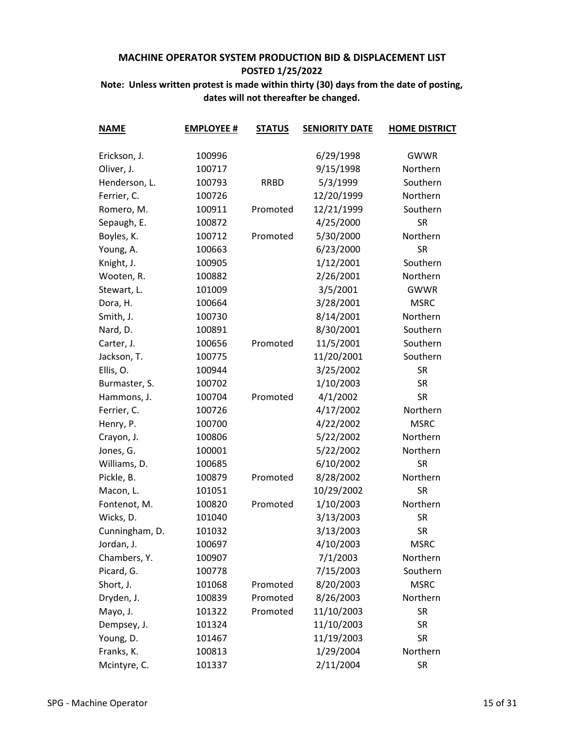**MACHINE OPERATOR SYSTEM PRODUCTION BID & DISPLACEMENT LIST**

**POSTED 1/25/2022**

**Note: Unless written protest is made within thirty (30) days from the date of posting, dates will not thereafter be changed.**

| NAME | EMPLOYEE # | STATUS | SENIORITY DATE | HOME DISTRICT |
|---|---|---|---|---|
| Erickson, J. | 100996 | | 6/29/1998 | GWWR |
| Oliver, J. | 100717 | | 9/15/1998 | Northern |
| Henderson, L. | 100793 | RRBD | 5/3/1999 | Southern |
| Ferrier, C. | 100726 | | 12/20/1999 | Northern |
| Romero, M. | 100911 | Promoted | 12/21/1999 | Southern |
| Sepaugh, E. | 100872 | | 4/25/2000 | SR |
| Boyles, K. | 100712 | Promoted | 5/30/2000 | Northern |
| Young, A. | 100663 | | 6/23/2000 | SR |
| Knight, J. | 100905 | | 1/12/2001 | Southern |
| Wooten, R. | 100882 | | 2/26/2001 | Northern |
| Stewart, L. | 101009 | | 3/5/2001 | GWWR |
| Dora, H. | 100664 | | 3/28/2001 | MSRC |
| Smith, J. | 100730 | | 8/14/2001 | Northern |
| Nard, D. | 100891 | | 8/30/2001 | Southern |
| Carter, J. | 100656 | Promoted | 11/5/2001 | Southern |
| Jackson, T. | 100775 | | 11/20/2001 | Southern |
| Ellis, O. | 100944 | | 3/25/2002 | SR |
| Burmaster, S. | 100702 | | 1/10/2003 | SR |
| Hammons, J. | 100704 | Promoted | 4/1/2002 | SR |
| Ferrier, C. | 100726 | | 4/17/2002 | Northern |
| Henry, P. | 100700 | | 4/22/2002 | MSRC |
| Crayon, J. | 100806 | | 5/22/2002 | Northern |
| Jones, G. | 100001 | | 5/22/2002 | Northern |
| Williams, D. | 100685 | | 6/10/2002 | SR |
| Pickle, B. | 100879 | Promoted | 8/28/2002 | Northern |
| Macon, L. | 101051 | | 10/29/2002 | SR |
| Fontenot, M. | 100820 | Promoted | 1/10/2003 | Northern |
| Wicks, D. | 101040 | | 3/13/2003 | SR |
| Cunningham, D. | 101032 | | 3/13/2003 | SR |
| Jordan, J. | 100697 | | 4/10/2003 | MSRC |
| Chambers, Y. | 100907 | | 7/1/2003 | Northern |
| Picard, G. | 100778 | | 7/15/2003 | Southern |
| Short, J. | 101068 | Promoted | 8/20/2003 | MSRC |
| Dryden, J. | 100839 | Promoted | 8/26/2003 | Northern |
| Mayo, J. | 101322 | Promoted | 11/10/2003 | SR |
| Dempsey, J. | 101324 | | 11/10/2003 | SR |
| Young, D. | 101467 | | 11/19/2003 | SR |
| Franks, K. | 100813 | | 1/29/2004 | Northern |
| Mcintyre, C. | 101337 | | 2/11/2004 | SR |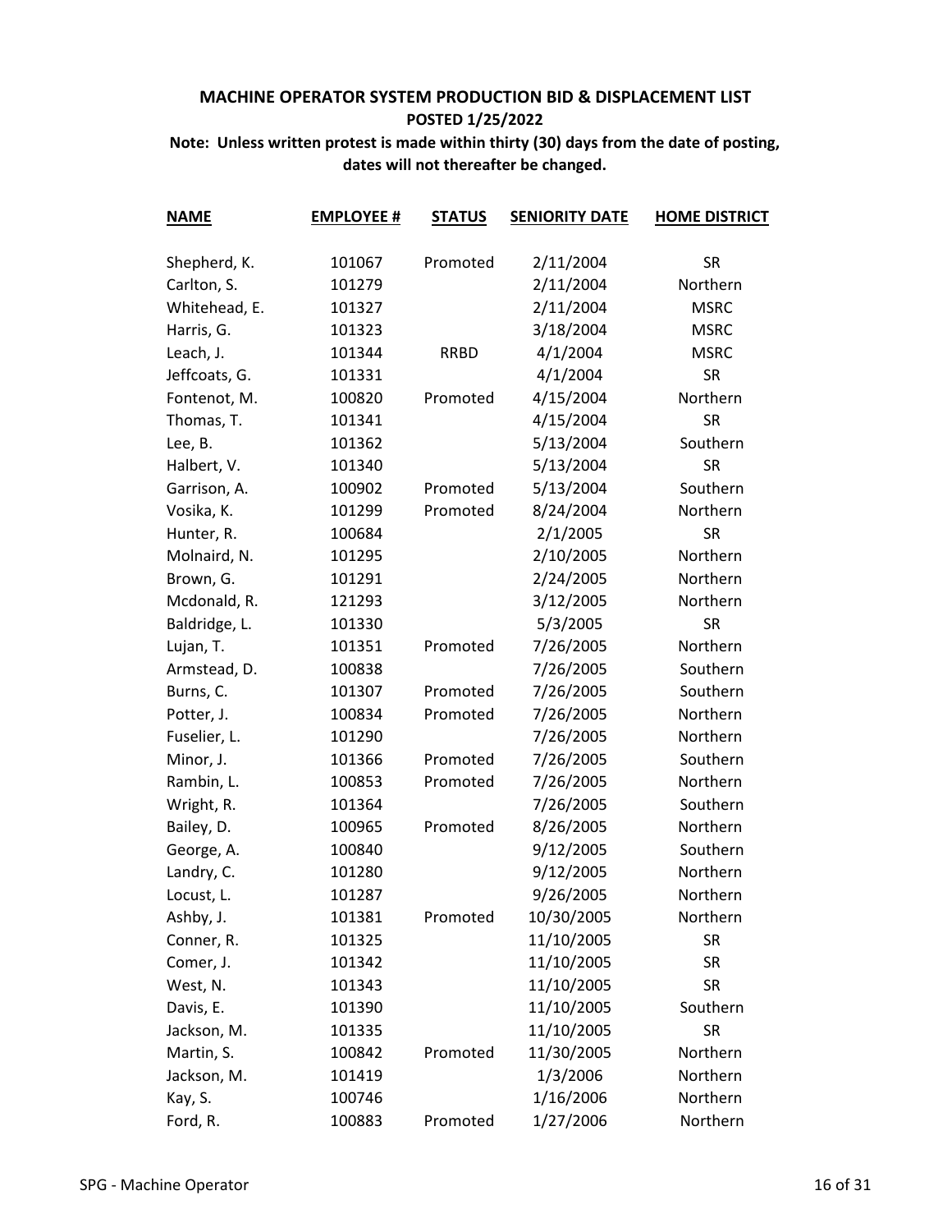## MACHINE OPERATOR SYSTEM PRODUCTION BID & DISPLACEMENT LIST

**POSTED 1/25/2022**

**Note: Unless written protest is made within thirty (30) days from the date of posting, dates will not thereafter be changed.**

| NAME | EMPLOYEE # | STATUS | SENIORITY DATE | HOME DISTRICT |
|---|---|---|---|---|
| Shepherd, K. | 101067 | Promoted | 2/11/2004 | SR |
| Carlton, S. | 101279 | | 2/11/2004 | Northern |
| Whitehead, E. | 101327 | | 2/11/2004 | MSRC |
| Harris, G. | 101323 | | 3/18/2004 | MSRC |
| Leach, J. | 101344 | RRBD | 4/1/2004 | MSRC |
| Jeffcoats, G. | 101331 | | 4/1/2004 | SR |
| Fontenot, M. | 100820 | Promoted | 4/15/2004 | Northern |
| Thomas, T. | 101341 | | 4/15/2004 | SR |
| Lee, B. | 101362 | | 5/13/2004 | Southern |
| Halbert, V. | 101340 | | 5/13/2004 | SR |
| Garrison, A. | 100902 | Promoted | 5/13/2004 | Southern |
| Vosika, K. | 101299 | Promoted | 8/24/2004 | Northern |
| Hunter, R. | 100684 | | 2/1/2005 | SR |
| Molnaird, N. | 101295 | | 2/10/2005 | Northern |
| Brown, G. | 101291 | | 2/24/2005 | Northern |
| Mcdonald, R. | 121293 | | 3/12/2005 | Northern |
| Baldridge, L. | 101330 | | 5/3/2005 | SR |
| Lujan, T. | 101351 | Promoted | 7/26/2005 | Northern |
| Armstead, D. | 100838 | | 7/26/2005 | Southern |
| Burns, C. | 101307 | Promoted | 7/26/2005 | Southern |
| Potter, J. | 100834 | Promoted | 7/26/2005 | Northern |
| Fuselier, L. | 101290 | | 7/26/2005 | Northern |
| Minor, J. | 101366 | Promoted | 7/26/2005 | Southern |
| Rambin, L. | 100853 | Promoted | 7/26/2005 | Northern |
| Wright, R. | 101364 | | 7/26/2005 | Southern |
| Bailey, D. | 100965 | Promoted | 8/26/2005 | Northern |
| George, A. | 100840 | | 9/12/2005 | Southern |
| Landry, C. | 101280 | | 9/12/2005 | Northern |
| Locust, L. | 101287 | | 9/26/2005 | Northern |
| Ashby, J. | 101381 | Promoted | 10/30/2005 | Northern |
| Conner, R. | 101325 | | 11/10/2005 | SR |
| Comer, J. | 101342 | | 11/10/2005 | SR |
| West, N. | 101343 | | 11/10/2005 | SR |
| Davis, E. | 101390 | | 11/10/2005 | Southern |
| Jackson, M. | 101335 | | 11/10/2005 | SR |
| Martin, S. | 100842 | Promoted | 11/30/2005 | Northern |
| Jackson, M. | 101419 | | 1/3/2006 | Northern |
| Kay, S. | 100746 | | 1/16/2006 | Northern |
| Ford, R. | 100883 | Promoted | 1/27/2006 | Northern |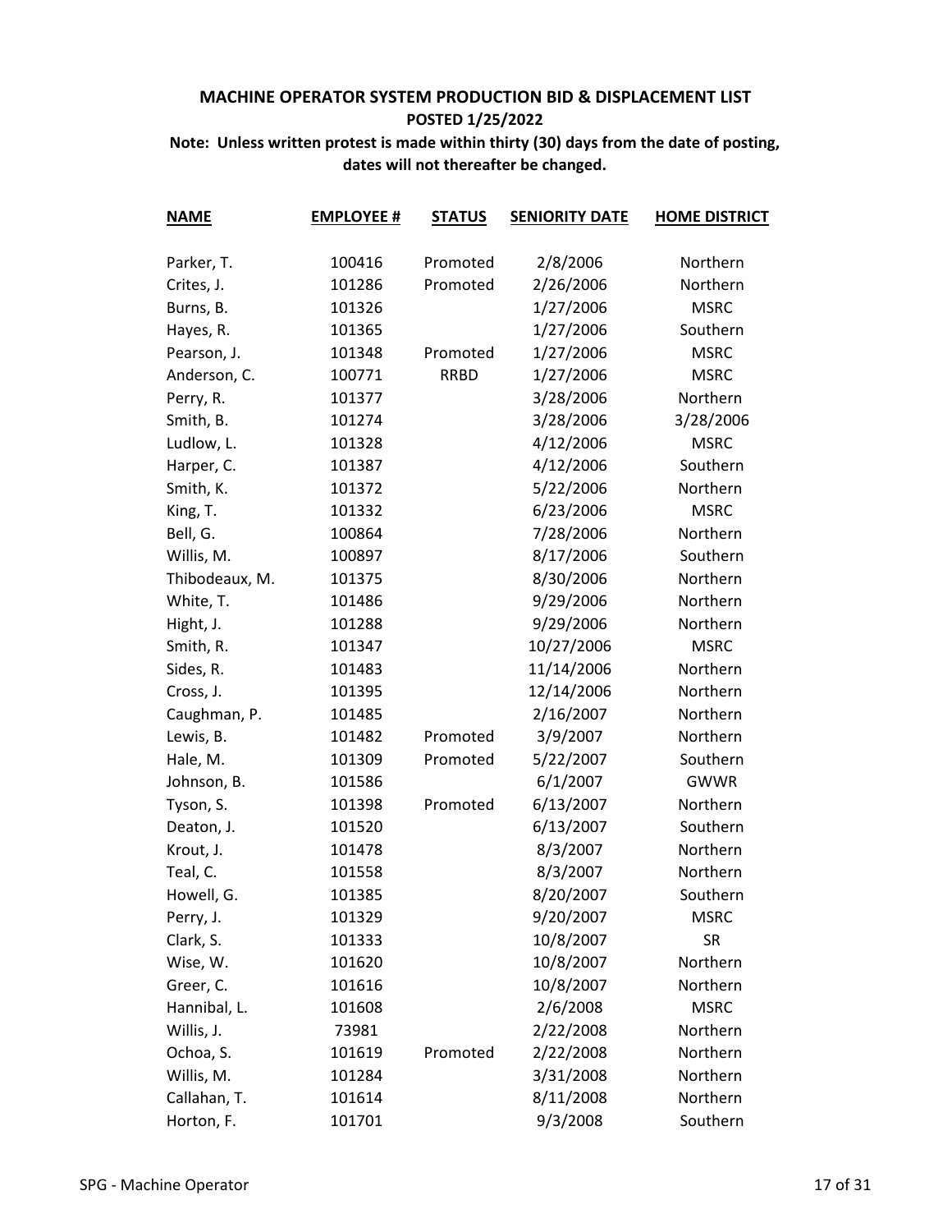**MACHINE OPERATOR SYSTEM PRODUCTION BID & DISPLACEMENT LIST**

**POSTED 1/25/2022**

**Note: Unless written protest is made within thirty (30) days from the date of posting, dates will not thereafter be changed.**

| NAME | EMPLOYEE # | STATUS | SENIORITY DATE | HOME DISTRICT |
|---|---|---|---|---|
| Parker, T. | 100416 | Promoted | 2/8/2006 | Northern |
| Crites, J. | 101286 | Promoted | 2/26/2006 | Northern |
| Burns, B. | 101326 | | 1/27/2006 | MSRC |
| Hayes, R. | 101365 | | 1/27/2006 | Southern |
| Pearson, J. | 101348 | Promoted | 1/27/2006 | MSRC |
| Anderson, C. | 100771 | RRBD | 1/27/2006 | MSRC |
| Perry, R. | 101377 | | 3/28/2006 | Northern |
| Smith, B. | 101274 | | 3/28/2006 | 3/28/2006 |
| Ludlow, L. | 101328 | | 4/12/2006 | MSRC |
| Harper, C. | 101387 | | 4/12/2006 | Southern |
| Smith, K. | 101372 | | 5/22/2006 | Northern |
| King, T. | 101332 | | 6/23/2006 | MSRC |
| Bell, G. | 100864 | | 7/28/2006 | Northern |
| Willis, M. | 100897 | | 8/17/2006 | Southern |
| Thibodeaux, M. | 101375 | | 8/30/2006 | Northern |
| White, T. | 101486 | | 9/29/2006 | Northern |
| Hight, J. | 101288 | | 9/29/2006 | Northern |
| Smith, R. | 101347 | | 10/27/2006 | MSRC |
| Sides, R. | 101483 | | 11/14/2006 | Northern |
| Cross, J. | 101395 | | 12/14/2006 | Northern |
| Caughman, P. | 101485 | | 2/16/2007 | Northern |
| Lewis, B. | 101482 | Promoted | 3/9/2007 | Northern |
| Hale, M. | 101309 | Promoted | 5/22/2007 | Southern |
| Johnson, B. | 101586 | | 6/1/2007 | GWWR |
| Tyson, S. | 101398 | Promoted | 6/13/2007 | Northern |
| Deaton, J. | 101520 | | 6/13/2007 | Southern |
| Krout, J. | 101478 | | 8/3/2007 | Northern |
| Teal, C. | 101558 | | 8/3/2007 | Northern |
| Howell, G. | 101385 | | 8/20/2007 | Southern |
| Perry, J. | 101329 | | 9/20/2007 | MSRC |
| Clark, S. | 101333 | | 10/8/2007 | SR |
| Wise, W. | 101620 | | 10/8/2007 | Northern |
| Greer, C. | 101616 | | 10/8/2007 | Northern |
| Hannibal, L. | 101608 | | 2/6/2008 | MSRC |
| Willis, J. | 73981 | | 2/22/2008 | Northern |
| Ochoa, S. | 101619 | Promoted | 2/22/2008 | Northern |
| Willis, M. | 101284 | | 3/31/2008 | Northern |
| Callahan, T. | 101614 | | 8/11/2008 | Northern |
| Horton, F. | 101701 | | 9/3/2008 | Southern |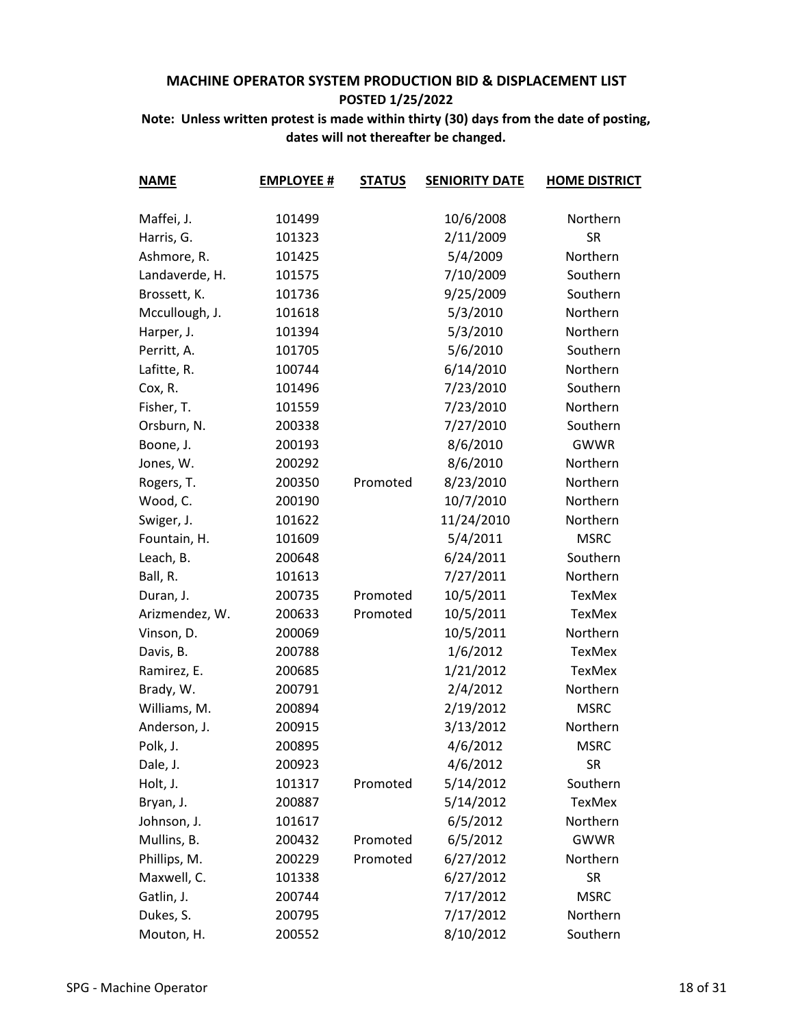## MACHINE OPERATOR SYSTEM PRODUCTION BID & DISPLACEMENT LIST

**POSTED 1/25/2022**

**Note: Unless written protest is made within thirty (30) days from the date of posting, dates will not thereafter be changed.**

| NAME | EMPLOYEE # | STATUS | SENIORITY DATE | HOME DISTRICT |
|---|---|---|---|---|
| Maffei, J. | 101499 | | 10/6/2008 | Northern |
| Harris, G. | 101323 | | 2/11/2009 | SR |
| Ashmore, R. | 101425 | | 5/4/2009 | Northern |
| Landaverde, H. | 101575 | | 7/10/2009 | Southern |
| Brossett, K. | 101736 | | 9/25/2009 | Southern |
| Mccullough, J. | 101618 | | 5/3/2010 | Northern |
| Harper, J. | 101394 | | 5/3/2010 | Northern |
| Perritt, A. | 101705 | | 5/6/2010 | Southern |
| Lafitte, R. | 100744 | | 6/14/2010 | Northern |
| Cox, R. | 101496 | | 7/23/2010 | Southern |
| Fisher, T. | 101559 | | 7/23/2010 | Northern |
| Orsburn, N. | 200338 | | 7/27/2010 | Southern |
| Boone, J. | 200193 | | 8/6/2010 | GWWR |
| Jones, W. | 200292 | | 8/6/2010 | Northern |
| Rogers, T. | 200350 | Promoted | 8/23/2010 | Northern |
| Wood, C. | 200190 | | 10/7/2010 | Northern |
| Swiger, J. | 101622 | | 11/24/2010 | Northern |
| Fountain, H. | 101609 | | 5/4/2011 | MSRC |
| Leach, B. | 200648 | | 6/24/2011 | Southern |
| Ball, R. | 101613 | | 7/27/2011 | Northern |
| Duran, J. | 200735 | Promoted | 10/5/2011 | TexMex |
| Arizmendez, W. | 200633 | Promoted | 10/5/2011 | TexMex |
| Vinson, D. | 200069 | | 10/5/2011 | Northern |
| Davis, B. | 200788 | | 1/6/2012 | TexMex |
| Ramirez, E. | 200685 | | 1/21/2012 | TexMex |
| Brady, W. | 200791 | | 2/4/2012 | Northern |
| Williams, M. | 200894 | | 2/19/2012 | MSRC |
| Anderson, J. | 200915 | | 3/13/2012 | Northern |
| Polk, J. | 200895 | | 4/6/2012 | MSRC |
| Dale, J. | 200923 | | 4/6/2012 | SR |
| Holt, J. | 101317 | Promoted | 5/14/2012 | Southern |
| Bryan, J. | 200887 | | 5/14/2012 | TexMex |
| Johnson, J. | 101617 | | 6/5/2012 | Northern |
| Mullins, B. | 200432 | Promoted | 6/5/2012 | GWWR |
| Phillips, M. | 200229 | Promoted | 6/27/2012 | Northern |
| Maxwell, C. | 101338 | | 6/27/2012 | SR |
| Gatlin, J. | 200744 | | 7/17/2012 | MSRC |
| Dukes, S. | 200795 | | 7/17/2012 | Northern |
| Mouton, H. | 200552 | | 8/10/2012 | Southern |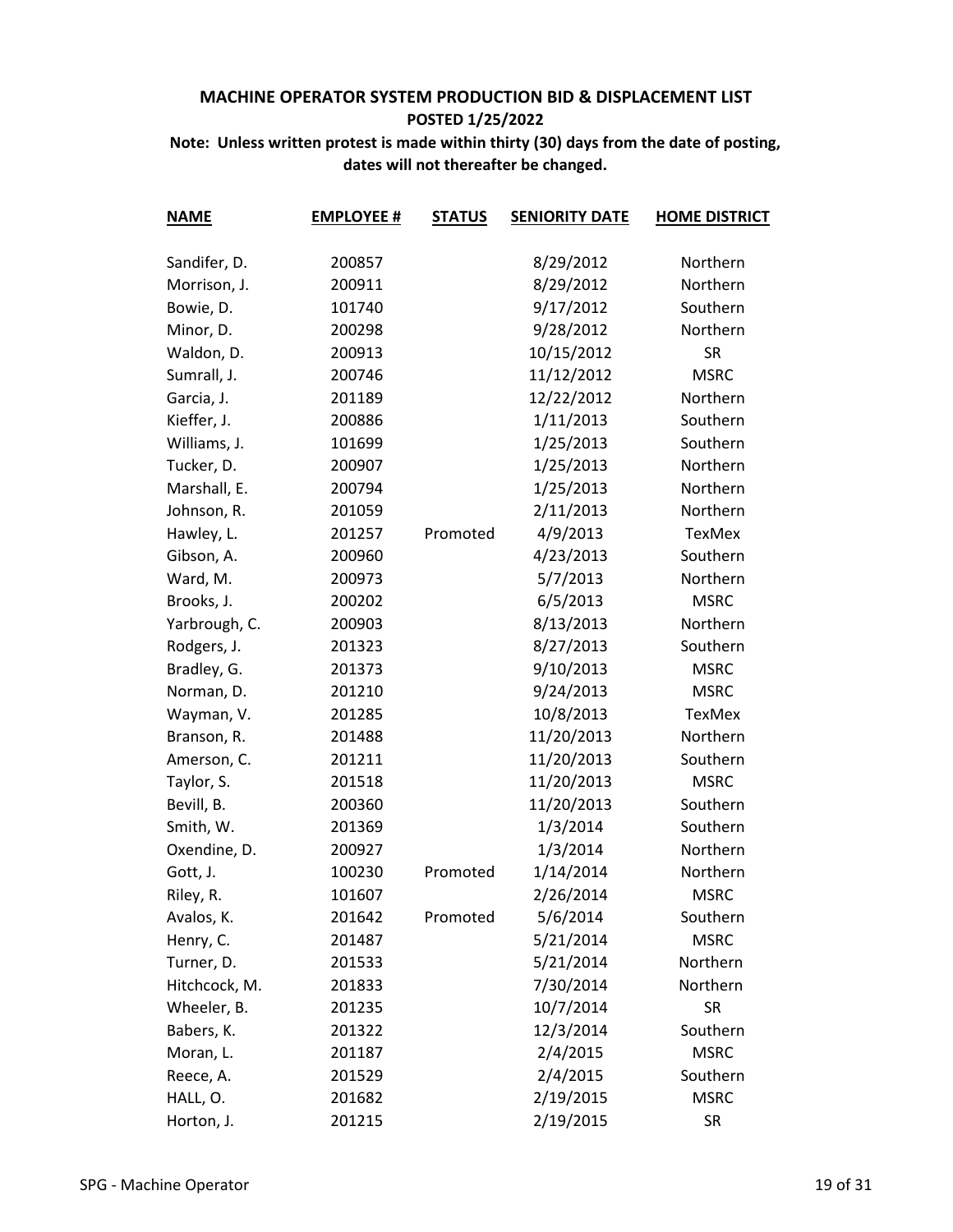**MACHINE OPERATOR SYSTEM PRODUCTION BID & DISPLACEMENT LIST**

**POSTED 1/25/2022**

**Note: Unless written protest is made within thirty (30) days from the date of posting, dates will not thereafter be changed.**

| NAME | EMPLOYEE # | STATUS | SENIORITY DATE | HOME DISTRICT |
|---|---|---|---|---|
| Sandifer, D. | 200857 | | 8/29/2012 | Northern |
| Morrison, J. | 200911 | | 8/29/2012 | Northern |
| Bowie, D. | 101740 | | 9/17/2012 | Southern |
| Minor, D. | 200298 | | 9/28/2012 | Northern |
| Waldon, D. | 200913 | | 10/15/2012 | SR |
| Sumrall, J. | 200746 | | 11/12/2012 | MSRC |
| Garcia, J. | 201189 | | 12/22/2012 | Northern |
| Kieffer, J. | 200886 | | 1/11/2013 | Southern |
| Williams, J. | 101699 | | 1/25/2013 | Southern |
| Tucker, D. | 200907 | | 1/25/2013 | Northern |
| Marshall, E. | 200794 | | 1/25/2013 | Northern |
| Johnson, R. | 201059 | | 2/11/2013 | Northern |
| Hawley, L. | 201257 | Promoted | 4/9/2013 | TexMex |
| Gibson, A. | 200960 | | 4/23/2013 | Southern |
| Ward, M. | 200973 | | 5/7/2013 | Northern |
| Brooks, J. | 200202 | | 6/5/2013 | MSRC |
| Yarbrough, C. | 200903 | | 8/13/2013 | Northern |
| Rodgers, J. | 201323 | | 8/27/2013 | Southern |
| Bradley, G. | 201373 | | 9/10/2013 | MSRC |
| Norman, D. | 201210 | | 9/24/2013 | MSRC |
| Wayman, V. | 201285 | | 10/8/2013 | TexMex |
| Branson, R. | 201488 | | 11/20/2013 | Northern |
| Amerson, C. | 201211 | | 11/20/2013 | Southern |
| Taylor, S. | 201518 | | 11/20/2013 | MSRC |
| Bevill, B. | 200360 | | 11/20/2013 | Southern |
| Smith, W. | 201369 | | 1/3/2014 | Southern |
| Oxendine, D. | 200927 | | 1/3/2014 | Northern |
| Gott, J. | 100230 | Promoted | 1/14/2014 | Northern |
| Riley, R. | 101607 | | 2/26/2014 | MSRC |
| Avalos, K. | 201642 | Promoted | 5/6/2014 | Southern |
| Henry, C. | 201487 | | 5/21/2014 | MSRC |
| Turner, D. | 201533 | | 5/21/2014 | Northern |
| Hitchcock, M. | 201833 | | 7/30/2014 | Northern |
| Wheeler, B. | 201235 | | 10/7/2014 | SR |
| Babers, K. | 201322 | | 12/3/2014 | Southern |
| Moran, L. | 201187 | | 2/4/2015 | MSRC |
| Reece, A. | 201529 | | 2/4/2015 | Southern |
| HALL, O. | 201682 | | 2/19/2015 | MSRC |
| Horton, J. | 201215 | | 2/19/2015 | SR |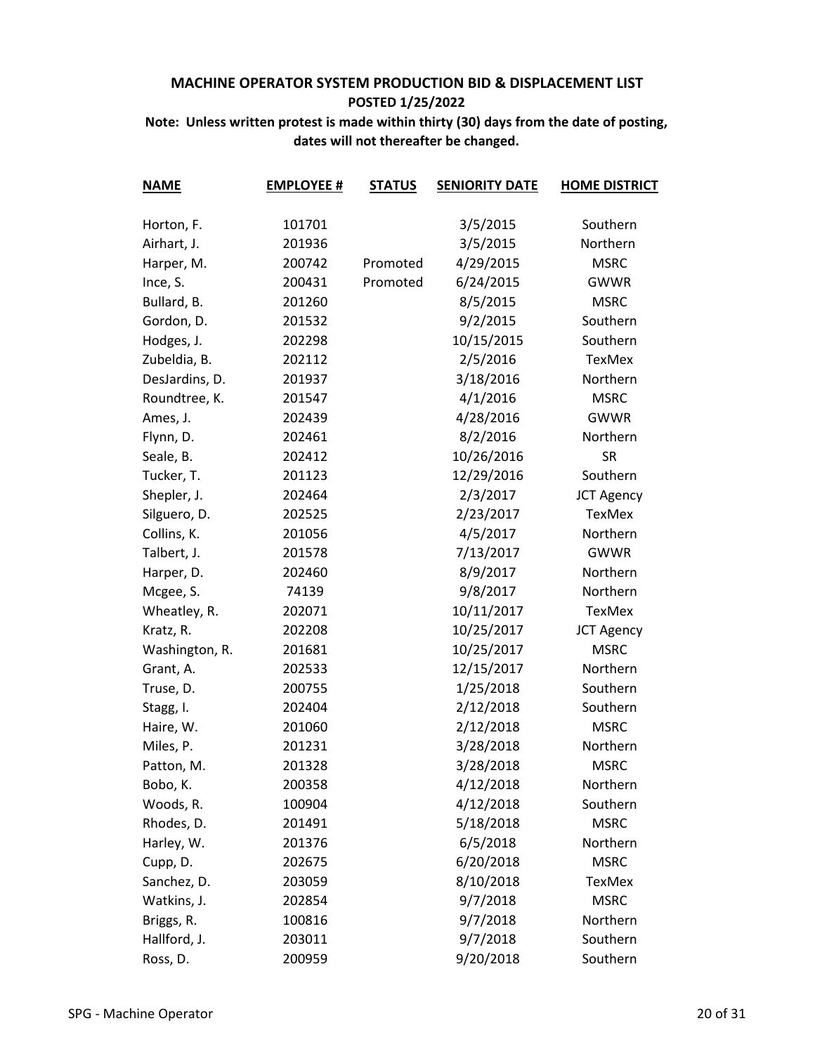**MACHINE OPERATOR SYSTEM PRODUCTION BID & DISPLACEMENT LIST**

**POSTED 1/25/2022**

**Note: Unless written protest is made within thirty (30) days from the date of posting, dates will not thereafter be changed.**

| NAME | EMPLOYEE # | STATUS | SENIORITY DATE | HOME DISTRICT |
|---|---|---|---|---|
| Horton, F. | 101701 | | 3/5/2015 | Southern |
| Airhart, J. | 201936 | | 3/5/2015 | Northern |
| Harper, M. | 200742 | Promoted | 4/29/2015 | MSRC |
| Ince, S. | 200431 | Promoted | 6/24/2015 | GWWR |
| Bullard, B. | 201260 | | 8/5/2015 | MSRC |
| Gordon, D. | 201532 | | 9/2/2015 | Southern |
| Hodges, J. | 202298 | | 10/15/2015 | Southern |
| Zubeldia, B. | 202112 | | 2/5/2016 | TexMex |
| DesJardins, D. | 201937 | | 3/18/2016 | Northern |
| Roundtree, K. | 201547 | | 4/1/2016 | MSRC |
| Ames, J. | 202439 | | 4/28/2016 | GWWR |
| Flynn, D. | 202461 | | 8/2/2016 | Northern |
| Seale, B. | 202412 | | 10/26/2016 | SR |
| Tucker, T. | 201123 | | 12/29/2016 | Southern |
| Shepler, J. | 202464 | | 2/3/2017 | JCT Agency |
| Silguero, D. | 202525 | | 2/23/2017 | TexMex |
| Collins, K. | 201056 | | 4/5/2017 | Northern |
| Talbert, J. | 201578 | | 7/13/2017 | GWWR |
| Harper, D. | 202460 | | 8/9/2017 | Northern |
| Mcgee, S. | 74139 | | 9/8/2017 | Northern |
| Wheatley, R. | 202071 | | 10/11/2017 | TexMex |
| Kratz, R. | 202208 | | 10/25/2017 | JCT Agency |
| Washington, R. | 201681 | | 10/25/2017 | MSRC |
| Grant, A. | 202533 | | 12/15/2017 | Northern |
| Truse, D. | 200755 | | 1/25/2018 | Southern |
| Stagg, I. | 202404 | | 2/12/2018 | Southern |
| Haire, W. | 201060 | | 2/12/2018 | MSRC |
| Miles, P. | 201231 | | 3/28/2018 | Northern |
| Patton, M. | 201328 | | 3/28/2018 | MSRC |
| Bobo, K. | 200358 | | 4/12/2018 | Northern |
| Woods, R. | 100904 | | 4/12/2018 | Southern |
| Rhodes, D. | 201491 | | 5/18/2018 | MSRC |
| Harley, W. | 201376 | | 6/5/2018 | Northern |
| Cupp, D. | 202675 | | 6/20/2018 | MSRC |
| Sanchez, D. | 203059 | | 8/10/2018 | TexMex |
| Watkins, J. | 202854 | | 9/7/2018 | MSRC |
| Briggs, R. | 100816 | | 9/7/2018 | Northern |
| Hallford, J. | 203011 | | 9/7/2018 | Southern |
| Ross, D. | 200959 | | 9/20/2018 | Southern |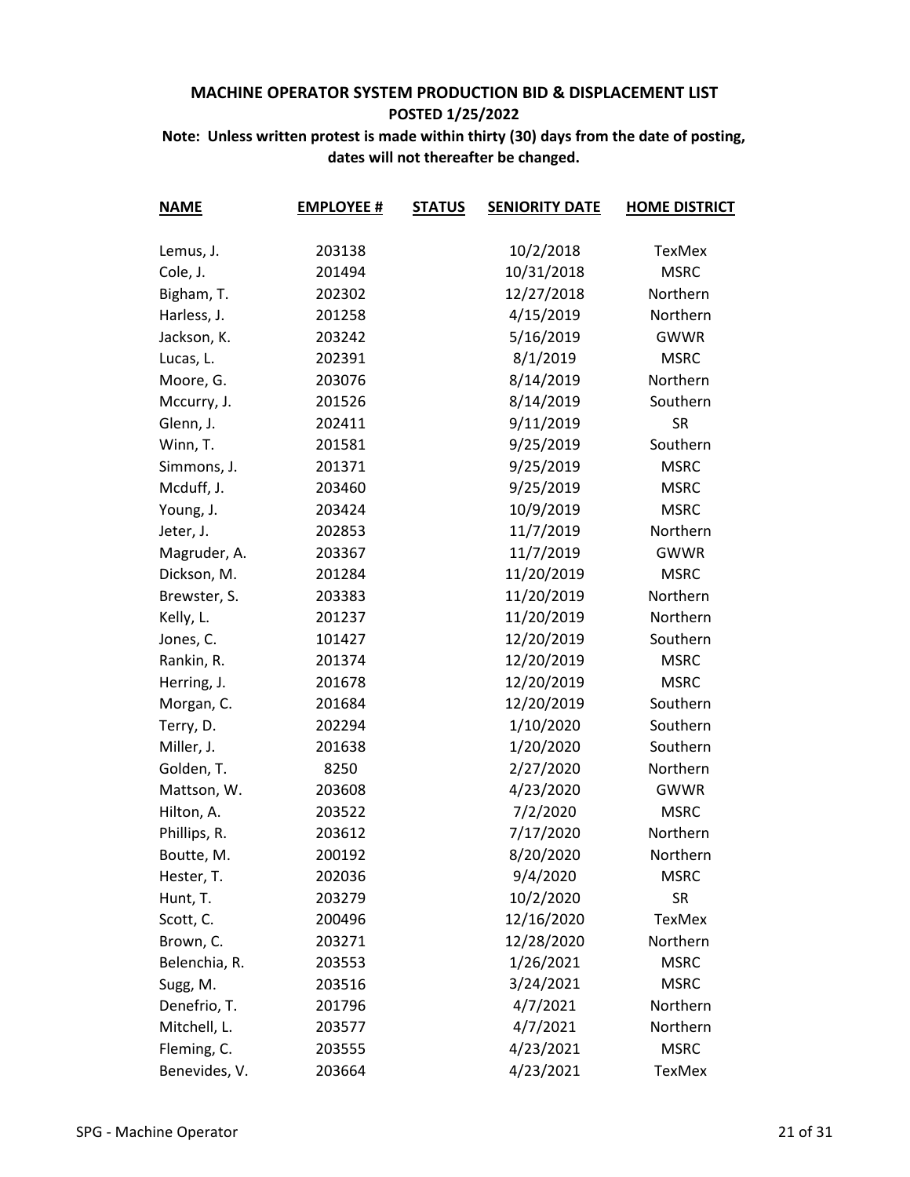**MACHINE OPERATOR SYSTEM PRODUCTION BID & DISPLACEMENT LIST**
**POSTED 1/25/2022**

**Note: Unless written protest is made within thirty (30) days from the date of posting, dates will not thereafter be changed.**

| NAME | EMPLOYEE # | STATUS | SENIORITY DATE | HOME DISTRICT |
|---|---|---|---|---|
| Lemus, J. | 203138 | | 10/2/2018 | TexMex |
| Cole, J. | 201494 | | 10/31/2018 | MSRC |
| Bigham, T. | 202302 | | 12/27/2018 | Northern |
| Harless, J. | 201258 | | 4/15/2019 | Northern |
| Jackson, K. | 203242 | | 5/16/2019 | GWWR |
| Lucas, L. | 202391 | | 8/1/2019 | MSRC |
| Moore, G. | 203076 | | 8/14/2019 | Northern |
| Mccurry, J. | 201526 | | 8/14/2019 | Southern |
| Glenn, J. | 202411 | | 9/11/2019 | SR |
| Winn, T. | 201581 | | 9/25/2019 | Southern |
| Simmons, J. | 201371 | | 9/25/2019 | MSRC |
| Mcduff, J. | 203460 | | 9/25/2019 | MSRC |
| Young, J. | 203424 | | 10/9/2019 | MSRC |
| Jeter, J. | 202853 | | 11/7/2019 | Northern |
| Magruder, A. | 203367 | | 11/7/2019 | GWWR |
| Dickson, M. | 201284 | | 11/20/2019 | MSRC |
| Brewster, S. | 203383 | | 11/20/2019 | Northern |
| Kelly, L. | 201237 | | 11/20/2019 | Northern |
| Jones, C. | 101427 | | 12/20/2019 | Southern |
| Rankin, R. | 201374 | | 12/20/2019 | MSRC |
| Herring, J. | 201678 | | 12/20/2019 | MSRC |
| Morgan, C. | 201684 | | 12/20/2019 | Southern |
| Terry, D. | 202294 | | 1/10/2020 | Southern |
| Miller, J. | 201638 | | 1/20/2020 | Southern |
| Golden, T. | 8250 | | 2/27/2020 | Northern |
| Mattson, W. | 203608 | | 4/23/2020 | GWWR |
| Hilton, A. | 203522 | | 7/2/2020 | MSRC |
| Phillips, R. | 203612 | | 7/17/2020 | Northern |
| Boutte, M. | 200192 | | 8/20/2020 | Northern |
| Hester, T. | 202036 | | 9/4/2020 | MSRC |
| Hunt, T. | 203279 | | 10/2/2020 | SR |
| Scott, C. | 200496 | | 12/16/2020 | TexMex |
| Brown, C. | 203271 | | 12/28/2020 | Northern |
| Belenchia, R. | 203553 | | 1/26/2021 | MSRC |
| Sugg, M. | 203516 | | 3/24/2021 | MSRC |
| Denefrio, T. | 201796 | | 4/7/2021 | Northern |
| Mitchell, L. | 203577 | | 4/7/2021 | Northern |
| Fleming, C. | 203555 | | 4/23/2021 | MSRC |
| Benevides, V. | 203664 | | 4/23/2021 | TexMex |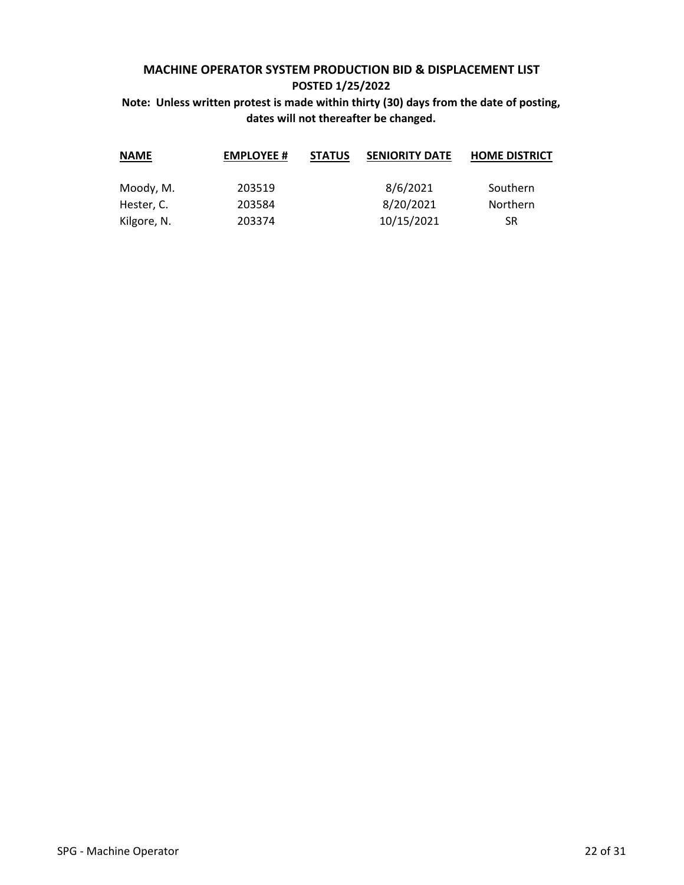## MACHINE OPERATOR SYSTEM PRODUCTION BID & DISPLACEMENT LIST

**POSTED 1/25/2022**

**Note: Unless written protest is made within thirty (30) days from the date of posting, dates will not thereafter be changed.**

| NAME | EMPLOYEE # | STATUS | SENIORITY DATE | HOME DISTRICT |
|---|---|---|---|---|
| Moody, M. | 203519 | | 8/6/2021 | Southern |
| Hester, C. | 203584 | | 8/20/2021 | Northern |
| Kilgore, N. | 203374 | | 10/15/2021 | SR |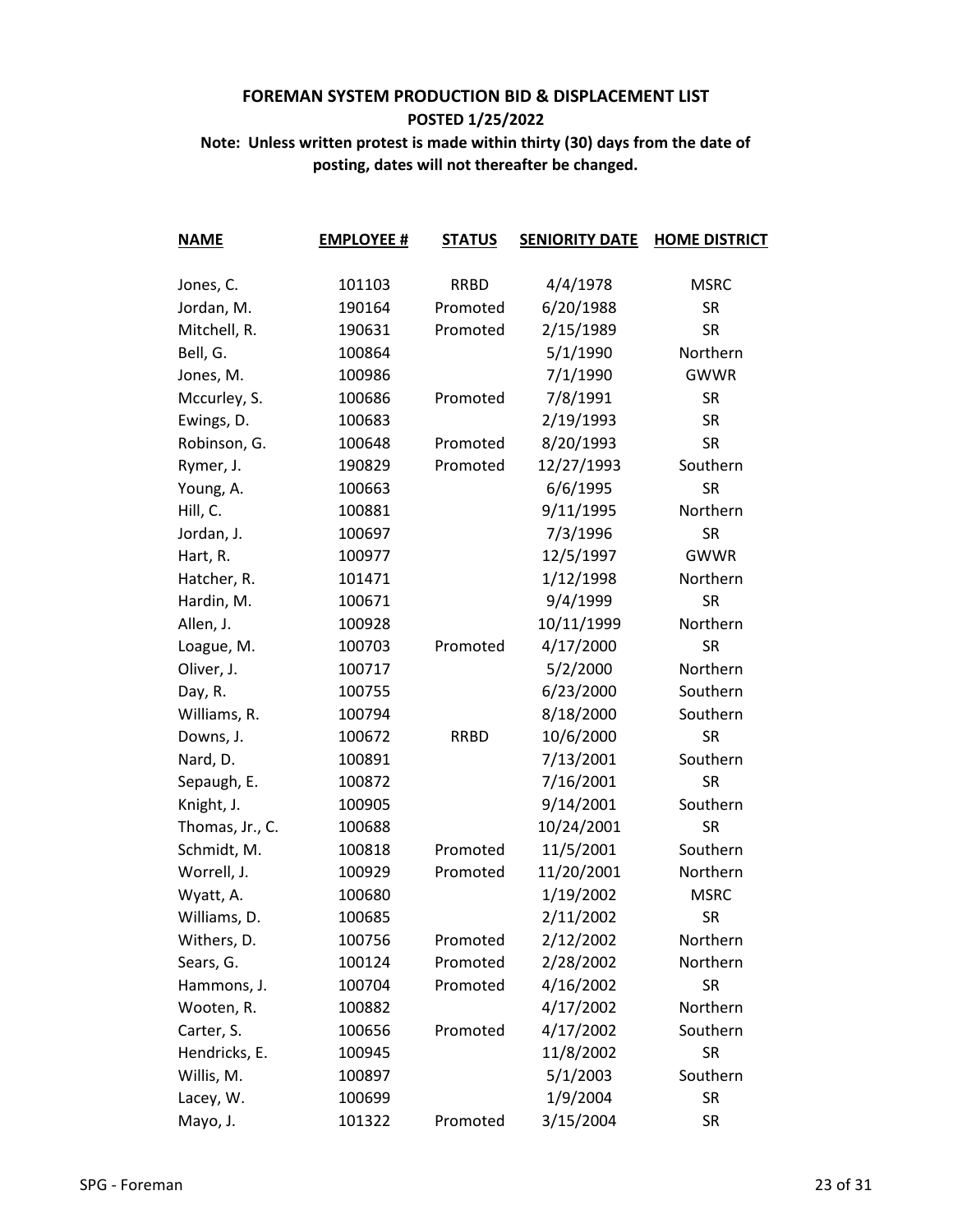**FOREMAN SYSTEM PRODUCTION BID & DISPLACEMENT LIST**

**POSTED 1/25/2022**

**Note: Unless written protest is made within thirty (30) days from the date of posting, dates will not thereafter be changed.**

| NAME | EMPLOYEE # | STATUS | SENIORITY DATE | HOME DISTRICT |
|---|---|---|---|---|
| Jones, C. | 101103 | RRBD | 4/4/1978 | MSRC |
| Jordan, M. | 190164 | Promoted | 6/20/1988 | SR |
| Mitchell, R. | 190631 | Promoted | 2/15/1989 | SR |
| Bell, G. | 100864 | | 5/1/1990 | Northern |
| Jones, M. | 100986 | | 7/1/1990 | GWWR |
| Mccurley, S. | 100686 | Promoted | 7/8/1991 | SR |
| Ewings, D. | 100683 | | 2/19/1993 | SR |
| Robinson, G. | 100648 | Promoted | 8/20/1993 | SR |
| Rymer, J. | 190829 | Promoted | 12/27/1993 | Southern |
| Young, A. | 100663 | | 6/6/1995 | SR |
| Hill, C. | 100881 | | 9/11/1995 | Northern |
| Jordan, J. | 100697 | | 7/3/1996 | SR |
| Hart, R. | 100977 | | 12/5/1997 | GWWR |
| Hatcher, R. | 101471 | | 1/12/1998 | Northern |
| Hardin, M. | 100671 | | 9/4/1999 | SR |
| Allen, J. | 100928 | | 10/11/1999 | Northern |
| Loague, M. | 100703 | Promoted | 4/17/2000 | SR |
| Oliver, J. | 100717 | | 5/2/2000 | Northern |
| Day, R. | 100755 | | 6/23/2000 | Southern |
| Williams, R. | 100794 | | 8/18/2000 | Southern |
| Downs, J. | 100672 | RRBD | 10/6/2000 | SR |
| Nard, D. | 100891 | | 7/13/2001 | Southern |
| Sepaugh, E. | 100872 | | 7/16/2001 | SR |
| Knight, J. | 100905 | | 9/14/2001 | Southern |
| Thomas, Jr., C. | 100688 | | 10/24/2001 | SR |
| Schmidt, M. | 100818 | Promoted | 11/5/2001 | Southern |
| Worrell, J. | 100929 | Promoted | 11/20/2001 | Northern |
| Wyatt, A. | 100680 | | 1/19/2002 | MSRC |
| Williams, D. | 100685 | | 2/11/2002 | SR |
| Withers, D. | 100756 | Promoted | 2/12/2002 | Northern |
| Sears, G. | 100124 | Promoted | 2/28/2002 | Northern |
| Hammons, J. | 100704 | Promoted | 4/16/2002 | SR |
| Wooten, R. | 100882 | | 4/17/2002 | Northern |
| Carter, S. | 100656 | Promoted | 4/17/2002 | Southern |
| Hendricks, E. | 100945 | | 11/8/2002 | SR |
| Willis, M. | 100897 | | 5/1/2003 | Southern |
| Lacey, W. | 100699 | | 1/9/2004 | SR |
| Mayo, J. | 101322 | Promoted | 3/15/2004 | SR |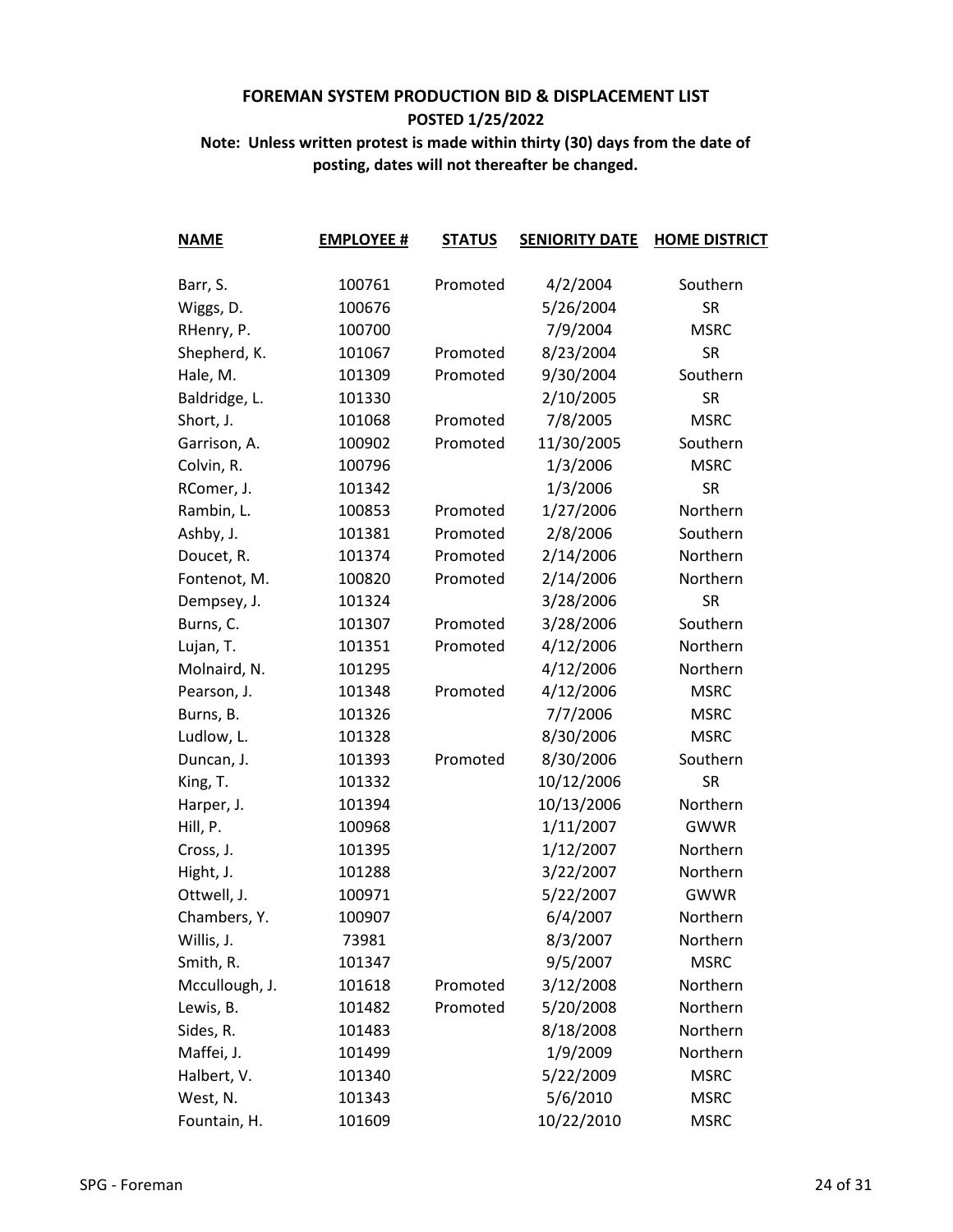**FOREMAN SYSTEM PRODUCTION BID & DISPLACEMENT LIST**

**POSTED 1/25/2022**

**Note: Unless written protest is made within thirty (30) days from the date of posting, dates will not thereafter be changed.**

| NAME | EMPLOYEE # | STATUS | SENIORITY DATE | HOME DISTRICT |
|---|---|---|---|---|
| Barr, S. | 100761 | Promoted | 4/2/2004 | Southern |
| Wiggs, D. | 100676 | | 5/26/2004 | SR |
| RHenry, P. | 100700 | | 7/9/2004 | MSRC |
| Shepherd, K. | 101067 | Promoted | 8/23/2004 | SR |
| Hale, M. | 101309 | Promoted | 9/30/2004 | Southern |
| Baldridge, L. | 101330 | | 2/10/2005 | SR |
| Short, J. | 101068 | Promoted | 7/8/2005 | MSRC |
| Garrison, A. | 100902 | Promoted | 11/30/2005 | Southern |
| Colvin, R. | 100796 | | 1/3/2006 | MSRC |
| RComer, J. | 101342 | | 1/3/2006 | SR |
| Rambin, L. | 100853 | Promoted | 1/27/2006 | Northern |
| Ashby, J. | 101381 | Promoted | 2/8/2006 | Southern |
| Doucet, R. | 101374 | Promoted | 2/14/2006 | Northern |
| Fontenot, M. | 100820 | Promoted | 2/14/2006 | Northern |
| Dempsey, J. | 101324 | | 3/28/2006 | SR |
| Burns, C. | 101307 | Promoted | 3/28/2006 | Southern |
| Lujan, T. | 101351 | Promoted | 4/12/2006 | Northern |
| Molnaird, N. | 101295 | | 4/12/2006 | Northern |
| Pearson, J. | 101348 | Promoted | 4/12/2006 | MSRC |
| Burns, B. | 101326 | | 7/7/2006 | MSRC |
| Ludlow, L. | 101328 | | 8/30/2006 | MSRC |
| Duncan, J. | 101393 | Promoted | 8/30/2006 | Southern |
| King, T. | 101332 | | 10/12/2006 | SR |
| Harper, J. | 101394 | | 10/13/2006 | Northern |
| Hill, P. | 100968 | | 1/11/2007 | GWWR |
| Cross, J. | 101395 | | 1/12/2007 | Northern |
| Hight, J. | 101288 | | 3/22/2007 | Northern |
| Ottwell, J. | 100971 | | 5/22/2007 | GWWR |
| Chambers, Y. | 100907 | | 6/4/2007 | Northern |
| Willis, J. | 73981 | | 8/3/2007 | Northern |
| Smith, R. | 101347 | | 9/5/2007 | MSRC |
| Mccullough, J. | 101618 | Promoted | 3/12/2008 | Northern |
| Lewis, B. | 101482 | Promoted | 5/20/2008 | Northern |
| Sides, R. | 101483 | | 8/18/2008 | Northern |
| Maffei, J. | 101499 | | 1/9/2009 | Northern |
| Halbert, V. | 101340 | | 5/22/2009 | MSRC |
| West, N. | 101343 | | 5/6/2010 | MSRC |
| Fountain, H. | 101609 | | 10/22/2010 | MSRC |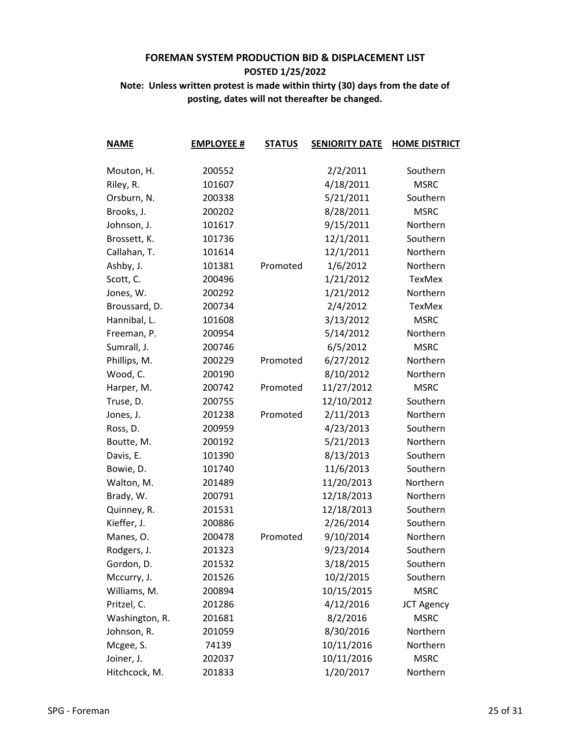**FOREMAN SYSTEM PRODUCTION BID & DISPLACEMENT LIST**

**POSTED 1/25/2022**

**Note: Unless written protest is made within thirty (30) days from the date of posting, dates will not thereafter be changed.**

| NAME | EMPLOYEE # | STATUS | SENIORITY DATE | HOME DISTRICT |
|---|---|---|---|---|
| Mouton, H. | 200552 | | 2/2/2011 | Southern |
| Riley, R. | 101607 | | 4/18/2011 | MSRC |
| Orsburn, N. | 200338 | | 5/21/2011 | Southern |
| Brooks, J. | 200202 | | 8/28/2011 | MSRC |
| Johnson, J. | 101617 | | 9/15/2011 | Northern |
| Brossett, K. | 101736 | | 12/1/2011 | Southern |
| Callahan, T. | 101614 | | 12/1/2011 | Northern |
| Ashby, J. | 101381 | Promoted | 1/6/2012 | Northern |
| Scott, C. | 200496 | | 1/21/2012 | TexMex |
| Jones, W. | 200292 | | 1/21/2012 | Northern |
| Broussard, D. | 200734 | | 2/4/2012 | TexMex |
| Hannibal, L. | 101608 | | 3/13/2012 | MSRC |
| Freeman, P. | 200954 | | 5/14/2012 | Northern |
| Sumrall, J. | 200746 | | 6/5/2012 | MSRC |
| Phillips, M. | 200229 | Promoted | 6/27/2012 | Northern |
| Wood, C. | 200190 | | 8/10/2012 | Northern |
| Harper, M. | 200742 | Promoted | 11/27/2012 | MSRC |
| Truse, D. | 200755 | | 12/10/2012 | Southern |
| Jones, J. | 201238 | Promoted | 2/11/2013 | Northern |
| Ross, D. | 200959 | | 4/23/2013 | Southern |
| Boutte, M. | 200192 | | 5/21/2013 | Northern |
| Davis, E. | 101390 | | 8/13/2013 | Southern |
| Bowie, D. | 101740 | | 11/6/2013 | Southern |
| Walton, M. | 201489 | | 11/20/2013 | Northern |
| Brady, W. | 200791 | | 12/18/2013 | Northern |
| Quinney, R. | 201531 | | 12/18/2013 | Southern |
| Kieffer, J. | 200886 | | 2/26/2014 | Southern |
| Manes, O. | 200478 | Promoted | 9/10/2014 | Northern |
| Rodgers, J. | 201323 | | 9/23/2014 | Southern |
| Gordon, D. | 201532 | | 3/18/2015 | Southern |
| Mccurry, J. | 201526 | | 10/2/2015 | Southern |
| Williams, M. | 200894 | | 10/15/2015 | MSRC |
| Pritzel, C. | 201286 | | 4/12/2016 | JCT Agency |
| Washington, R. | 201681 | | 8/2/2016 | MSRC |
| Johnson, R. | 201059 | | 8/30/2016 | Northern |
| Mcgee, S. | 74139 | | 10/11/2016 | Northern |
| Joiner, J. | 202037 | | 10/11/2016 | MSRC |
| Hitchcock, M. | 201833 | | 1/20/2017 | Northern |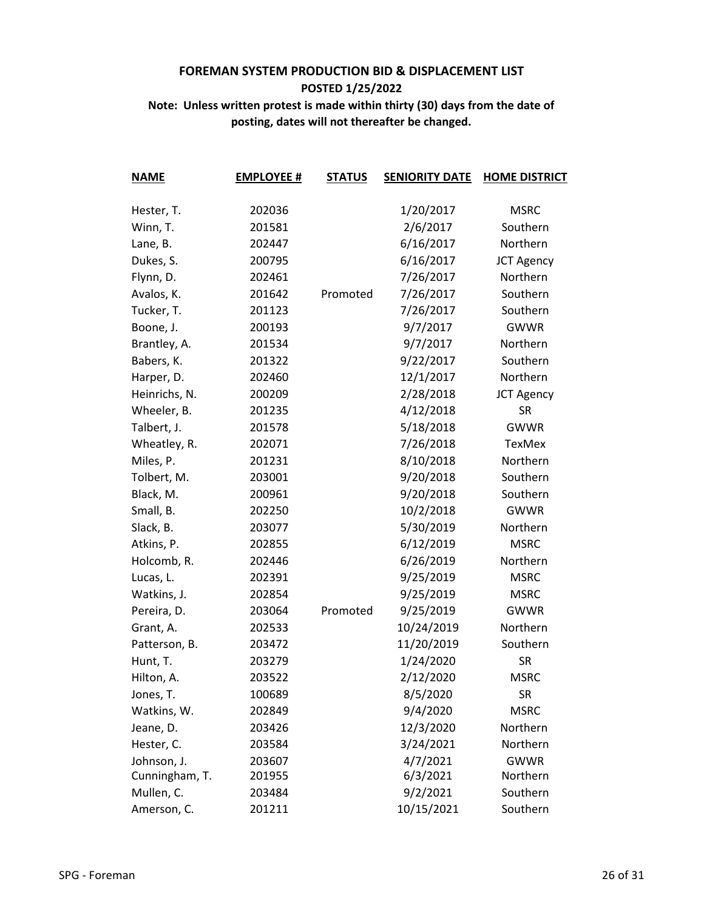**FOREMAN SYSTEM PRODUCTION BID & DISPLACEMENT LIST**

**POSTED 1/25/2022**

**Note: Unless written protest is made within thirty (30) days from the date of posting, dates will not thereafter be changed.**

| NAME | EMPLOYEE # | STATUS | SENIORITY DATE | HOME DISTRICT |
|---|---|---|---|---|
| Hester, T. | 202036 | | 1/20/2017 | MSRC |
| Winn, T. | 201581 | | 2/6/2017 | Southern |
| Lane, B. | 202447 | | 6/16/2017 | Northern |
| Dukes, S. | 200795 | | 6/16/2017 | JCT Agency |
| Flynn, D. | 202461 | | 7/26/2017 | Northern |
| Avalos, K. | 201642 | Promoted | 7/26/2017 | Southern |
| Tucker, T. | 201123 | | 7/26/2017 | Southern |
| Boone, J. | 200193 | | 9/7/2017 | GWWR |
| Brantley, A. | 201534 | | 9/7/2017 | Northern |
| Babers, K. | 201322 | | 9/22/2017 | Southern |
| Harper, D. | 202460 | | 12/1/2017 | Northern |
| Heinrichs, N. | 200209 | | 2/28/2018 | JCT Agency |
| Wheeler, B. | 201235 | | 4/12/2018 | SR |
| Talbert, J. | 201578 | | 5/18/2018 | GWWR |
| Wheatley, R. | 202071 | | 7/26/2018 | TexMex |
| Miles, P. | 201231 | | 8/10/2018 | Northern |
| Tolbert, M. | 203001 | | 9/20/2018 | Southern |
| Black, M. | 200961 | | 9/20/2018 | Southern |
| Small, B. | 202250 | | 10/2/2018 | GWWR |
| Slack, B. | 203077 | | 5/30/2019 | Northern |
| Atkins, P. | 202855 | | 6/12/2019 | MSRC |
| Holcomb, R. | 202446 | | 6/26/2019 | Northern |
| Lucas, L. | 202391 | | 9/25/2019 | MSRC |
| Watkins, J. | 202854 | | 9/25/2019 | MSRC |
| Pereira, D. | 203064 | Promoted | 9/25/2019 | GWWR |
| Grant, A. | 202533 | | 10/24/2019 | Northern |
| Patterson, B. | 203472 | | 11/20/2019 | Southern |
| Hunt, T. | 203279 | | 1/24/2020 | SR |
| Hilton, A. | 203522 | | 2/12/2020 | MSRC |
| Jones, T. | 100689 | | 8/5/2020 | SR |
| Watkins, W. | 202849 | | 9/4/2020 | MSRC |
| Jeane, D. | 203426 | | 12/3/2020 | Northern |
| Hester, C. | 203584 | | 3/24/2021 | Northern |
| Johnson, J. | 203607 | | 4/7/2021 | GWWR |
| Cunningham, T. | 201955 | | 6/3/2021 | Northern |
| Mullen, C. | 203484 | | 9/2/2021 | Southern |
| Amerson, C. | 201211 | | 10/15/2021 | Southern |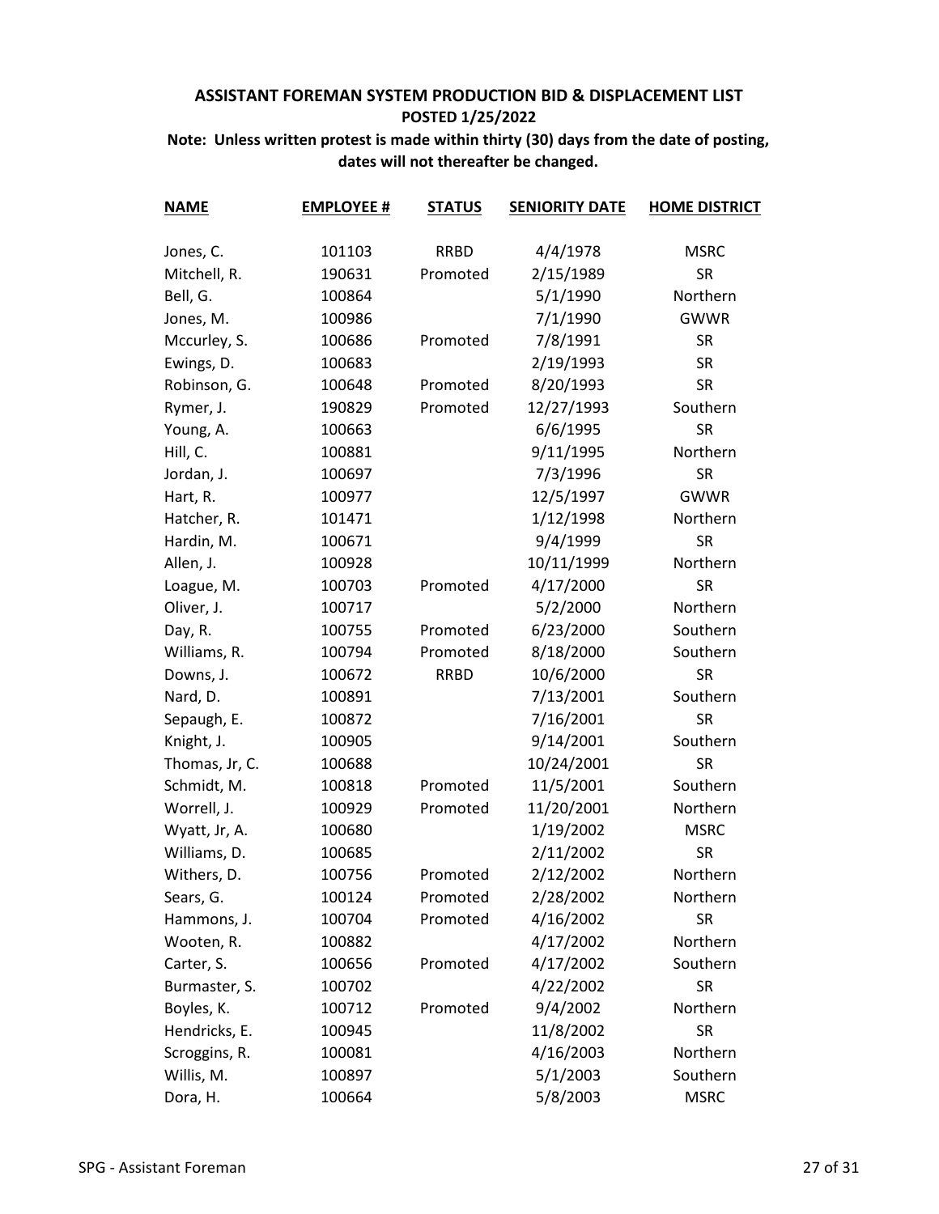**ASSISTANT FOREMAN SYSTEM PRODUCTION BID & DISPLACEMENT LIST**

**POSTED 1/25/2022**

**Note: Unless written protest is made within thirty (30) days from the date of posting, dates will not thereafter be changed.**

| NAME | EMPLOYEE # | STATUS | SENIORITY DATE | HOME DISTRICT |
|---|---|---|---|---|
| Jones, C. | 101103 | RRBD | 4/4/1978 | MSRC |
| Mitchell, R. | 190631 | Promoted | 2/15/1989 | SR |
| Bell, G. | 100864 | | 5/1/1990 | Northern |
| Jones, M. | 100986 | | 7/1/1990 | GWWR |
| Mccurley, S. | 100686 | Promoted | 7/8/1991 | SR |
| Ewings, D. | 100683 | | 2/19/1993 | SR |
| Robinson, G. | 100648 | Promoted | 8/20/1993 | SR |
| Rymer, J. | 190829 | Promoted | 12/27/1993 | Southern |
| Young, A. | 100663 | | 6/6/1995 | SR |
| Hill, C. | 100881 | | 9/11/1995 | Northern |
| Jordan, J. | 100697 | | 7/3/1996 | SR |
| Hart, R. | 100977 | | 12/5/1997 | GWWR |
| Hatcher, R. | 101471 | | 1/12/1998 | Northern |
| Hardin, M. | 100671 | | 9/4/1999 | SR |
| Allen, J. | 100928 | | 10/11/1999 | Northern |
| Loague, M. | 100703 | Promoted | 4/17/2000 | SR |
| Oliver, J. | 100717 | | 5/2/2000 | Northern |
| Day, R. | 100755 | Promoted | 6/23/2000 | Southern |
| Williams, R. | 100794 | Promoted | 8/18/2000 | Southern |
| Downs, J. | 100672 | RRBD | 10/6/2000 | SR |
| Nard, D. | 100891 | | 7/13/2001 | Southern |
| Sepaugh, E. | 100872 | | 7/16/2001 | SR |
| Knight, J. | 100905 | | 9/14/2001 | Southern |
| Thomas, Jr, C. | 100688 | | 10/24/2001 | SR |
| Schmidt, M. | 100818 | Promoted | 11/5/2001 | Southern |
| Worrell, J. | 100929 | Promoted | 11/20/2001 | Northern |
| Wyatt, Jr, A. | 100680 | | 1/19/2002 | MSRC |
| Williams, D. | 100685 | | 2/11/2002 | SR |
| Withers, D. | 100756 | Promoted | 2/12/2002 | Northern |
| Sears, G. | 100124 | Promoted | 2/28/2002 | Northern |
| Hammons, J. | 100704 | Promoted | 4/16/2002 | SR |
| Wooten, R. | 100882 | | 4/17/2002 | Northern |
| Carter, S. | 100656 | Promoted | 4/17/2002 | Southern |
| Burmaster, S. | 100702 | | 4/22/2002 | SR |
| Boyles, K. | 100712 | Promoted | 9/4/2002 | Northern |
| Hendricks, E. | 100945 | | 11/8/2002 | SR |
| Scroggins, R. | 100081 | | 4/16/2003 | Northern |
| Willis, M. | 100897 | | 5/1/2003 | Southern |
| Dora, H. | 100664 | | 5/8/2003 | MSRC |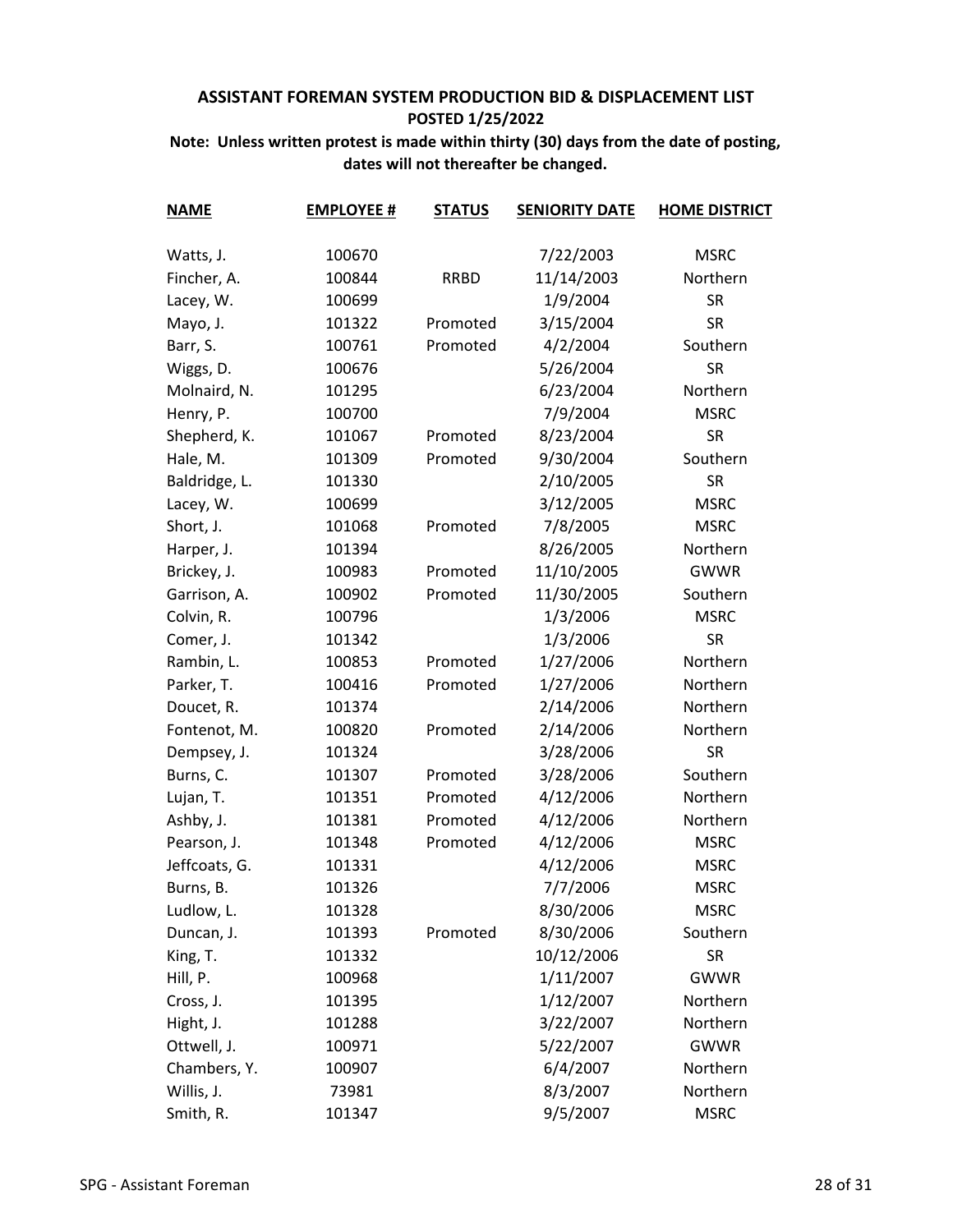## ASSISTANT FOREMAN SYSTEM PRODUCTION BID & DISPLACEMENT LIST

**POSTED 1/25/2022**

**Note: Unless written protest is made within thirty (30) days from the date of posting, dates will not thereafter be changed.**

| NAME | EMPLOYEE # | STATUS | SENIORITY DATE | HOME DISTRICT |
|---|---|---|---|---|
| Watts, J. | 100670 | | 7/22/2003 | MSRC |
| Fincher, A. | 100844 | RRBD | 11/14/2003 | Northern |
| Lacey, W. | 100699 | | 1/9/2004 | SR |
| Mayo, J. | 101322 | Promoted | 3/15/2004 | SR |
| Barr, S. | 100761 | Promoted | 4/2/2004 | Southern |
| Wiggs, D. | 100676 | | 5/26/2004 | SR |
| Molnaird, N. | 101295 | | 6/23/2004 | Northern |
| Henry, P. | 100700 | | 7/9/2004 | MSRC |
| Shepherd, K. | 101067 | Promoted | 8/23/2004 | SR |
| Hale, M. | 101309 | Promoted | 9/30/2004 | Southern |
| Baldridge, L. | 101330 | | 2/10/2005 | SR |
| Lacey, W. | 100699 | | 3/12/2005 | MSRC |
| Short, J. | 101068 | Promoted | 7/8/2005 | MSRC |
| Harper, J. | 101394 | | 8/26/2005 | Northern |
| Brickey, J. | 100983 | Promoted | 11/10/2005 | GWWR |
| Garrison, A. | 100902 | Promoted | 11/30/2005 | Southern |
| Colvin, R. | 100796 | | 1/3/2006 | MSRC |
| Comer, J. | 101342 | | 1/3/2006 | SR |
| Rambin, L. | 100853 | Promoted | 1/27/2006 | Northern |
| Parker, T. | 100416 | Promoted | 1/27/2006 | Northern |
| Doucet, R. | 101374 | | 2/14/2006 | Northern |
| Fontenot, M. | 100820 | Promoted | 2/14/2006 | Northern |
| Dempsey, J. | 101324 | | 3/28/2006 | SR |
| Burns, C. | 101307 | Promoted | 3/28/2006 | Southern |
| Lujan, T. | 101351 | Promoted | 4/12/2006 | Northern |
| Ashby, J. | 101381 | Promoted | 4/12/2006 | Northern |
| Pearson, J. | 101348 | Promoted | 4/12/2006 | MSRC |
| Jeffcoats, G. | 101331 | | 4/12/2006 | MSRC |
| Burns, B. | 101326 | | 7/7/2006 | MSRC |
| Ludlow, L. | 101328 | | 8/30/2006 | MSRC |
| Duncan, J. | 101393 | Promoted | 8/30/2006 | Southern |
| King, T. | 101332 | | 10/12/2006 | SR |
| Hill, P. | 100968 | | 1/11/2007 | GWWR |
| Cross, J. | 101395 | | 1/12/2007 | Northern |
| Hight, J. | 101288 | | 3/22/2007 | Northern |
| Ottwell, J. | 100971 | | 5/22/2007 | GWWR |
| Chambers, Y. | 100907 | | 6/4/2007 | Northern |
| Willis, J. | 73981 | | 8/3/2007 | Northern |
| Smith, R. | 101347 | | 9/5/2007 | MSRC |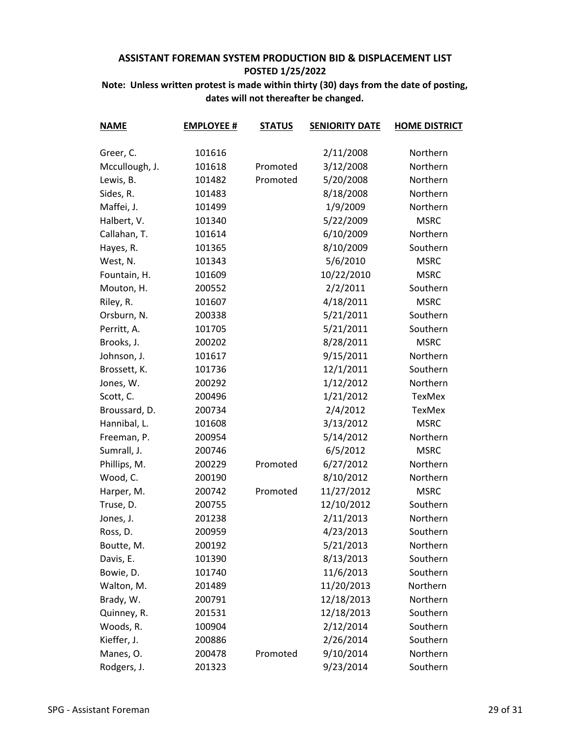**ASSISTANT FOREMAN SYSTEM PRODUCTION BID & DISPLACEMENT LIST**

**POSTED 1/25/2022**

**Note: Unless written protest is made within thirty (30) days from the date of posting, dates will not thereafter be changed.**

| NAME | EMPLOYEE # | STATUS | SENIORITY DATE | HOME DISTRICT |
|---|---|---|---|---|
| Greer, C. | 101616 | | 2/11/2008 | Northern |
| Mccullough, J. | 101618 | Promoted | 3/12/2008 | Northern |
| Lewis, B. | 101482 | Promoted | 5/20/2008 | Northern |
| Sides, R. | 101483 | | 8/18/2008 | Northern |
| Maffei, J. | 101499 | | 1/9/2009 | Northern |
| Halbert, V. | 101340 | | 5/22/2009 | MSRC |
| Callahan, T. | 101614 | | 6/10/2009 | Northern |
| Hayes, R. | 101365 | | 8/10/2009 | Southern |
| West, N. | 101343 | | 5/6/2010 | MSRC |
| Fountain, H. | 101609 | | 10/22/2010 | MSRC |
| Mouton, H. | 200552 | | 2/2/2011 | Southern |
| Riley, R. | 101607 | | 4/18/2011 | MSRC |
| Orsburn, N. | 200338 | | 5/21/2011 | Southern |
| Perritt, A. | 101705 | | 5/21/2011 | Southern |
| Brooks, J. | 200202 | | 8/28/2011 | MSRC |
| Johnson, J. | 101617 | | 9/15/2011 | Northern |
| Brossett, K. | 101736 | | 12/1/2011 | Southern |
| Jones, W. | 200292 | | 1/12/2012 | Northern |
| Scott, C. | 200496 | | 1/21/2012 | TexMex |
| Broussard, D. | 200734 | | 2/4/2012 | TexMex |
| Hannibal, L. | 101608 | | 3/13/2012 | MSRC |
| Freeman, P. | 200954 | | 5/14/2012 | Northern |
| Sumrall, J. | 200746 | | 6/5/2012 | MSRC |
| Phillips, M. | 200229 | Promoted | 6/27/2012 | Northern |
| Wood, C. | 200190 | | 8/10/2012 | Northern |
| Harper, M. | 200742 | Promoted | 11/27/2012 | MSRC |
| Truse, D. | 200755 | | 12/10/2012 | Southern |
| Jones, J. | 201238 | | 2/11/2013 | Northern |
| Ross, D. | 200959 | | 4/23/2013 | Southern |
| Boutte, M. | 200192 | | 5/21/2013 | Northern |
| Davis, E. | 101390 | | 8/13/2013 | Southern |
| Bowie, D. | 101740 | | 11/6/2013 | Southern |
| Walton, M. | 201489 | | 11/20/2013 | Northern |
| Brady, W. | 200791 | | 12/18/2013 | Northern |
| Quinney, R. | 201531 | | 12/18/2013 | Southern |
| Woods, R. | 100904 | | 2/12/2014 | Southern |
| Kieffer, J. | 200886 | | 2/26/2014 | Southern |
| Manes, O. | 200478 | Promoted | 9/10/2014 | Northern |
| Rodgers, J. | 201323 | | 9/23/2014 | Southern |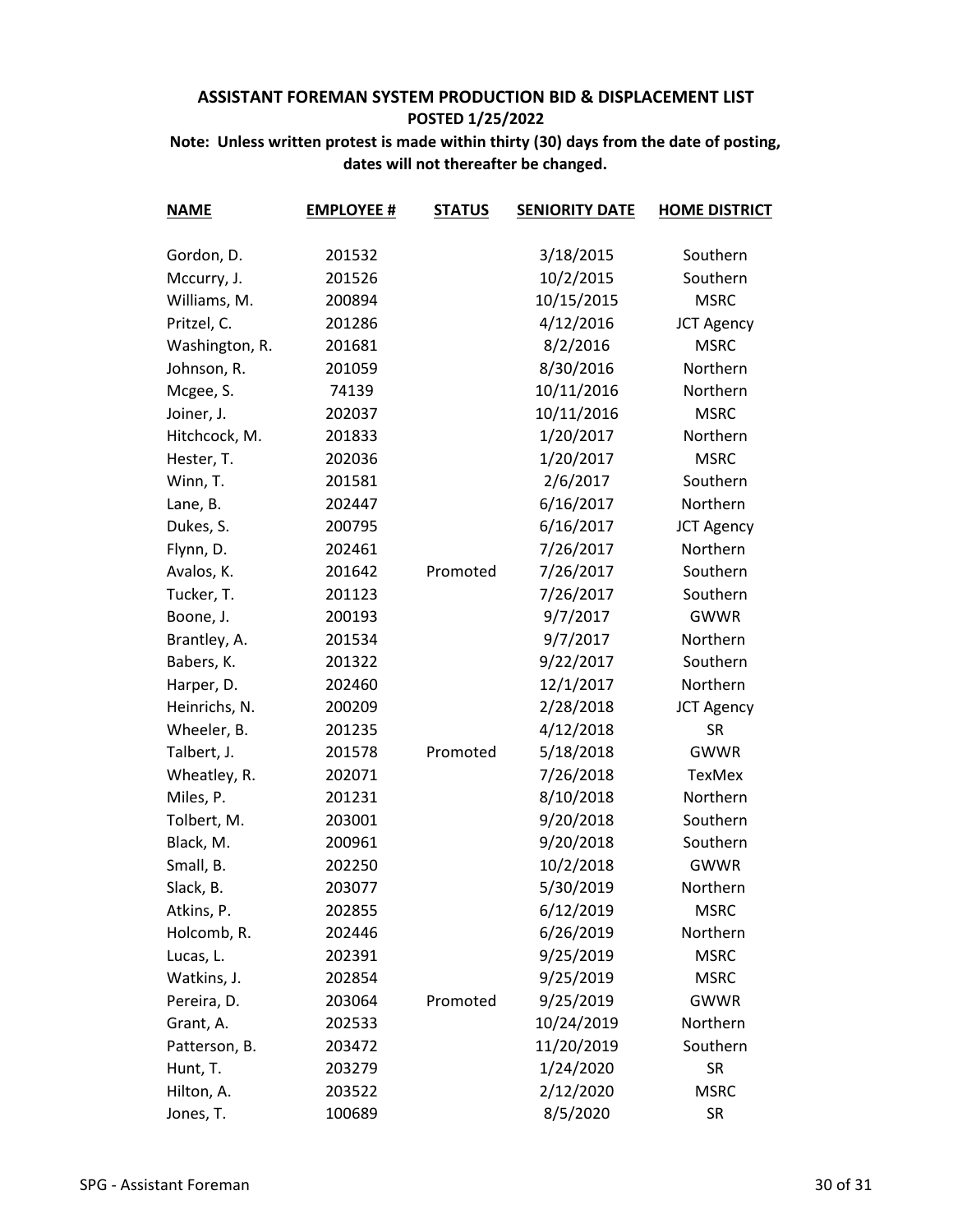## ASSISTANT FOREMAN SYSTEM PRODUCTION BID & DISPLACEMENT LIST

**POSTED 1/25/2022**

**Note: Unless written protest is made within thirty (30) days from the date of posting, dates will not thereafter be changed.**

| NAME | EMPLOYEE # | STATUS | SENIORITY DATE | HOME DISTRICT |
|---|---|---|---|---|
| Gordon, D. | 201532 | | 3/18/2015 | Southern |
| Mccurry, J. | 201526 | | 10/2/2015 | Southern |
| Williams, M. | 200894 | | 10/15/2015 | MSRC |
| Pritzel, C. | 201286 | | 4/12/2016 | JCT Agency |
| Washington, R. | 201681 | | 8/2/2016 | MSRC |
| Johnson, R. | 201059 | | 8/30/2016 | Northern |
| Mcgee, S. | 74139 | | 10/11/2016 | Northern |
| Joiner, J. | 202037 | | 10/11/2016 | MSRC |
| Hitchcock, M. | 201833 | | 1/20/2017 | Northern |
| Hester, T. | 202036 | | 1/20/2017 | MSRC |
| Winn, T. | 201581 | | 2/6/2017 | Southern |
| Lane, B. | 202447 | | 6/16/2017 | Northern |
| Dukes, S. | 200795 | | 6/16/2017 | JCT Agency |
| Flynn, D. | 202461 | | 7/26/2017 | Northern |
| Avalos, K. | 201642 | Promoted | 7/26/2017 | Southern |
| Tucker, T. | 201123 | | 7/26/2017 | Southern |
| Boone, J. | 200193 | | 9/7/2017 | GWWR |
| Brantley, A. | 201534 | | 9/7/2017 | Northern |
| Babers, K. | 201322 | | 9/22/2017 | Southern |
| Harper, D. | 202460 | | 12/1/2017 | Northern |
| Heinrichs, N. | 200209 | | 2/28/2018 | JCT Agency |
| Wheeler, B. | 201235 | | 4/12/2018 | SR |
| Talbert, J. | 201578 | Promoted | 5/18/2018 | GWWR |
| Wheatley, R. | 202071 | | 7/26/2018 | TexMex |
| Miles, P. | 201231 | | 8/10/2018 | Northern |
| Tolbert, M. | 203001 | | 9/20/2018 | Southern |
| Black, M. | 200961 | | 9/20/2018 | Southern |
| Small, B. | 202250 | | 10/2/2018 | GWWR |
| Slack, B. | 203077 | | 5/30/2019 | Northern |
| Atkins, P. | 202855 | | 6/12/2019 | MSRC |
| Holcomb, R. | 202446 | | 6/26/2019 | Northern |
| Lucas, L. | 202391 | | 9/25/2019 | MSRC |
| Watkins, J. | 202854 | | 9/25/2019 | MSRC |
| Pereira, D. | 203064 | Promoted | 9/25/2019 | GWWR |
| Grant, A. | 202533 | | 10/24/2019 | Northern |
| Patterson, B. | 203472 | | 11/20/2019 | Southern |
| Hunt, T. | 203279 | | 1/24/2020 | SR |
| Hilton, A. | 203522 | | 2/12/2020 | MSRC |
| Jones, T. | 100689 | | 8/5/2020 | SR |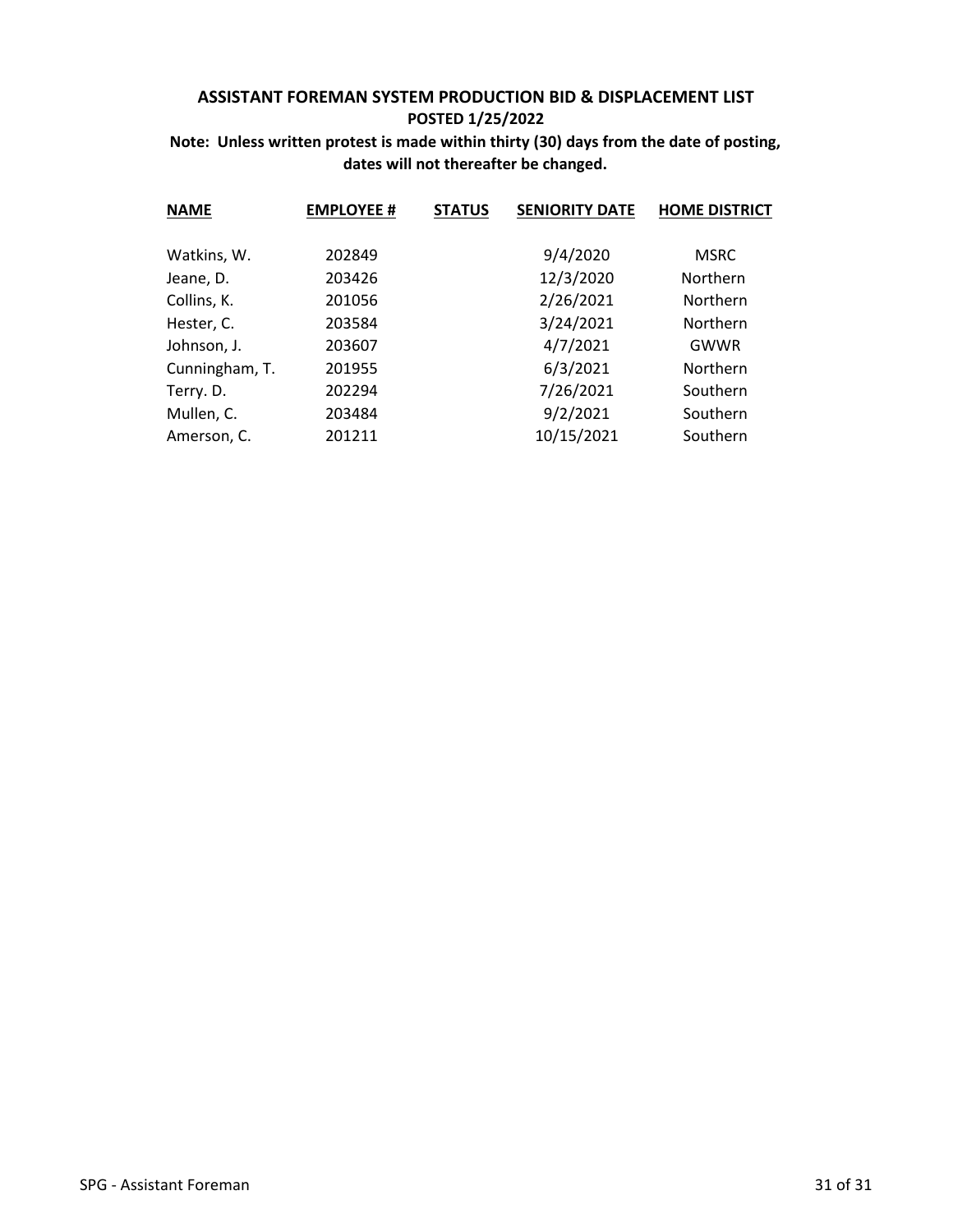**ASSISTANT FOREMAN SYSTEM PRODUCTION BID & DISPLACEMENT LIST**

**POSTED 1/25/2022**

**Note: Unless written protest is made within thirty (30) days from the date of posting, dates will not thereafter be changed.**

| NAME | EMPLOYEE # | STATUS | SENIORITY DATE | HOME DISTRICT |
|---|---|---|---|---|
| Watkins, W. | 202849 | | 9/4/2020 | MSRC |
| Jeane, D. | 203426 | | 12/3/2020 | Northern |
| Collins, K. | 201056 | | 2/26/2021 | Northern |
| Hester, C. | 203584 | | 3/24/2021 | Northern |
| Johnson, J. | 203607 | | 4/7/2021 | GWWR |
| Cunningham, T. | 201955 | | 6/3/2021 | Northern |
| Terry. D. | 202294 | | 7/26/2021 | Southern |
| Mullen, C. | 203484 | | 9/2/2021 | Southern |
| Amerson, C. | 201211 | | 10/15/2021 | Southern |